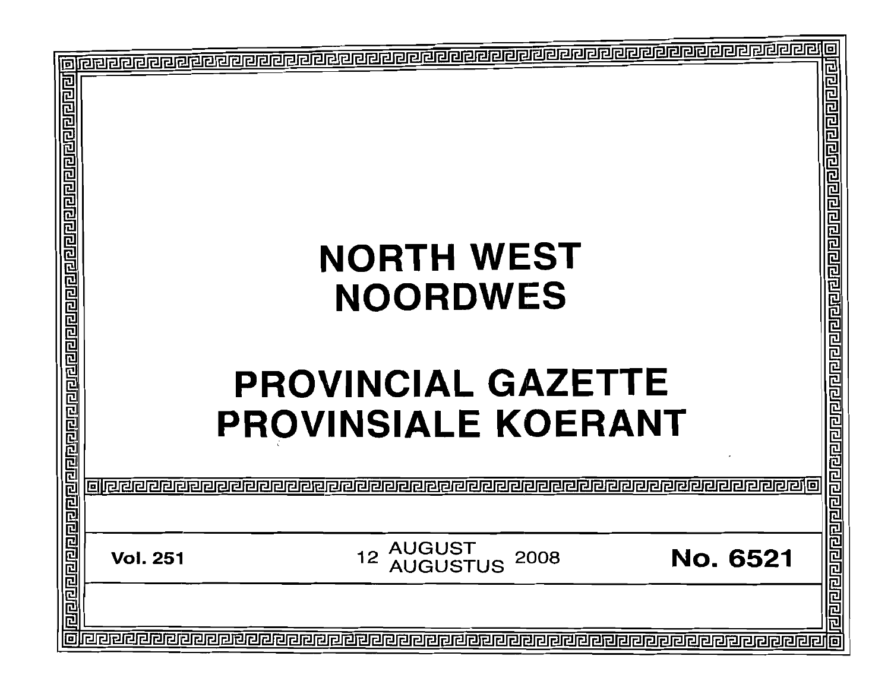# NORTH WEST
# NOORDWES

# PROVINCIAL GAZETTE
# PROVINSIALE KOERANT

**Vol. 251** | 12 AUGUST AUGUSTUS 2008 | **No. 6521**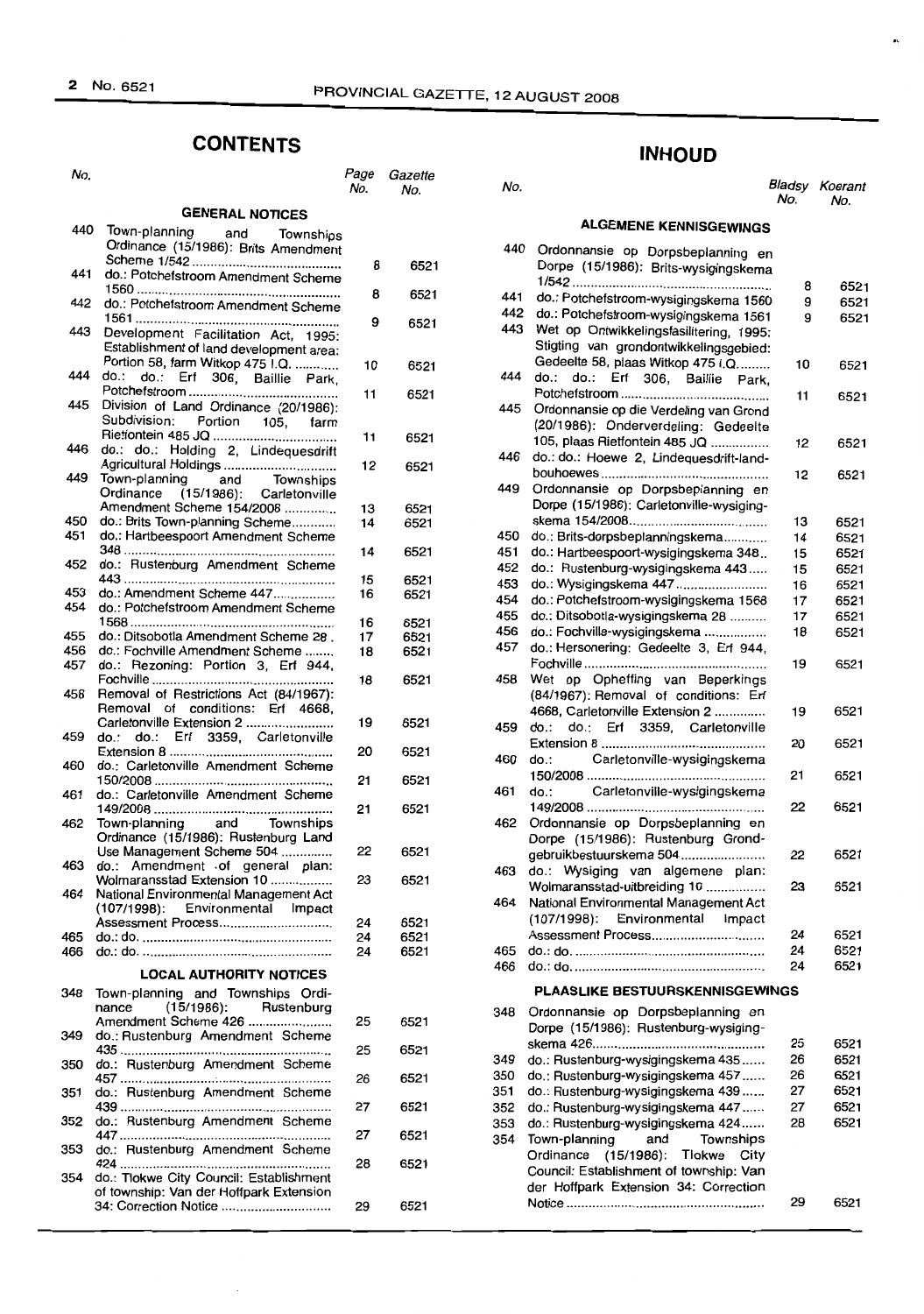## CONTENTS

| No. | | Page No. | Gazette No. |
|---|---|---|---|
| | **GENERAL NOTICES** | | |
| 440 | Town-planning and Townships Ordinance (15/1986): Brits Amendment Scheme 1/542 | 8 | 6521 |
| 441 | do.: Potchefstroom Amendment Scheme 1560 | 8 | 6521 |
| 442 | do.: Potchefstroom Amendment Scheme 1561 | 9 | 6521 |
| 443 | Development Facilitation Act, 1995: Establishment of land development area: Portion 58, farm Witkop 475 I.Q. | 10 | 6521 |
| 444 | do.: do.: Erf 306, Baillie Park, Potchefstroom | 11 | 6521 |
| 445 | Division of Land Ordinance (20/1986): Subdivision: Portion 105, farm Rietfontein 485 JQ | 11 | 6521 |
| 446 | do.: do.: Holding 2, Lindequesdrift Agricultural Holdings | 12 | 6521 |
| 449 | Town-planning and Townships Ordinance (15/1986): Carletonville Amendment Scheme 154/2008 | 13 | 6521 |
| 450 | do.: Brits Town-planning Scheme | 14 | 6521 |
| 451 | do.: Hartbeespoort Amendment Scheme 348 | 14 | 6521 |
| 452 | do.: Rustenburg Amendment Scheme 443 | 15 | 6521 |
| 453 | do.: Amendment Scheme 447 | 16 | 6521 |
| 454 | do.: Potchefstroom Amendment Scheme 1568 | 16 | 6521 |
| 455 | do.: Ditsobotla Amendment Scheme 28 | 17 | 6521 |
| 456 | do.: Fochville Amendment Scheme | 18 | 6521 |
| 457 | do.: Rezoning: Portion 3, Erf 944, Fochville | 18 | 6521 |
| 458 | Removal of Restrictions Act (84/1967): Removal of conditions: Erf 4668, Carletonville Extension 2 | 19 | 6521 |
| 459 | do.: do.: Erf 3359, Carletonville Extension 8 | 20 | 6521 |
| 460 | do.: Carletonville Amendment Scheme 150/2008 | 21 | 6521 |
| 461 | do.: Carletonville Amendment Scheme 149/2008 | 21 | 6521 |
| 462 | Town-planning and Townships Ordinance (15/1986): Rustenburg Land Use Management Scheme 504 | 22 | 6521 |
| 463 | do.: Amendment of general plan: Wolmaransstad Extension 10 | 23 | 6521 |
| 464 | National Environmental Management Act (107/1998): Environmental Impact Assessment Process | 24 | 6521 |
| 465 | do.: do. | 24 | 6521 |
| 466 | do.: do. | 24 | 6521 |
| | **LOCAL AUTHORITY NOTICES** | | |
| 348 | Town-planning and Townships Ordinance (15/1986): Rustenburg Amendment Scheme 426 | 25 | 6521 |
| 349 | do.: Rustenburg Amendment Scheme 435 | 25 | 6521 |
| 350 | do.: Rustenburg Amendment Scheme 457 | 26 | 6521 |
| 351 | do.: Rustenburg Amendment Scheme 439 | 27 | 6521 |
| 352 | do.: Rustenburg Amendment Scheme 447 | 27 | 6521 |
| 353 | do.: Rustenburg Amendment Scheme 424 | 28 | 6521 |
| 354 | do.: Tlokwe City Council: Establishment of township: Van der Hoffpark Extension 34: Correction Notice | 29 | 6521 |

## INHOUD

| No. | | Bladsy No. | Koerant No. |
|---|---|---|---|
| | **ALGEMENE KENNISGEWINGS** | | |
| 440 | Ordonnansie op Dorpsbeplanning en Dorpe (15/1986): Brits-wysigingskema 1/542 | 8 | 6521 |
| 441 | do.: Potchefstroom-wysigingskema 1560 | 9 | 6521 |
| 442 | do.: Potchefstroom-wysigingskema 1561 | 9 | 6521 |
| 443 | Wet op Ontwikkelingsfasilitering, 1995: Stigting van grondontwikkelingsgebied: Gedeelte 58, plaas Witkop 475 I.Q. | 10 | 6521 |
| 444 | do.: do.: Erf 306, Baillie Park, Potchefstroom | 11 | 6521 |
| 445 | Ordonnansie op die Verdeling van Grond (20/1986): Onderverdeling: Gedeelte 105, plaas Rietfontein 485 JQ | 12 | 6521 |
| 446 | do.: do.: Hoewe 2, Lindequesdrift-landbouhoewes | 12 | 6521 |
| 449 | Ordonnansie op Dorpsbeplanning en Dorpe (15/1986): Carletonville-wysigingskema 154/2008 | 13 | 6521 |
| 450 | do.: Brits-dorpsbeplanningskema | 14 | 6521 |
| 451 | do.: Hartbeespoort-wysigingskema 348 | 15 | 6521 |
| 452 | do.: Rustenburg-wysigingskema 443 | 15 | 6521 |
| 453 | do.: Wysigingskema 447 | 16 | 6521 |
| 454 | do.: Potchefstroom-wysigingskema 1568 | 17 | 6521 |
| 455 | do.: Ditsobotla-wysigingskema 28 | 17 | 6521 |
| 456 | do.: Fochville-wysigingskema | 18 | 6521 |
| 457 | do.: Hersonering: Gedeelte 3, Erf 944, Fochville | 19 | 6521 |
| 458 | Wet op Opheffing van Beperkings (84/1967): Removal of conditions: Erf 4668, Carletonville Extension 2 | 19 | 6521 |
| 459 | do.: do.: Erf 3359, Carletonville Extension 8 | 20 | 6521 |
| 460 | do.: Carletonville-wysigingskema 150/2008 | 21 | 6521 |
| 461 | do.: Carletonville-wysigingskema 149/2008 | 22 | 6521 |
| 462 | Ordonnansie op Dorpsbeplanning en Dorpe (15/1986): Rustenburg Grondgebruikbestuurskema 504 | 22 | 6521 |
| 463 | do.: Wysiging van algemene plan: Wolmaransstad-uitbreiding 10 | 23 | 6521 |
| 464 | National Environmental Management Act (107/1998): Environmental Impact Assessment Process | 24 | 6521 |
| 465 | do.: do. | 24 | 6521 |
| 466 | do.: do. | 24 | 6521 |
| | **PLAASLIKE BESTUURSKENNISGEWINGS** | | |
| 348 | Ordonnansie op Dorpsbeplanning en Dorpe (15/1986): Rustenburg-wysigingskema 426 | 25 | 6521 |
| 349 | do.: Rustenburg-wysigingskema 435 | 26 | 6521 |
| 350 | do.: Rustenburg-wysigingskema 457 | 26 | 6521 |
| 351 | do.: Rustenburg-wysigingskema 439 | 27 | 6521 |
| 352 | do.: Rustenburg-wysigingskema 447 | 27 | 6521 |
| 353 | do.: Rustenburg-wysigingskema 424 | 28 | 6521 |
| 354 | Town-planning and Townships Ordinance (15/1986): Tlokwe City Council: Establishment of township: Van der Hoffpark Extension 34: Correction Notice | 29 | 6521 |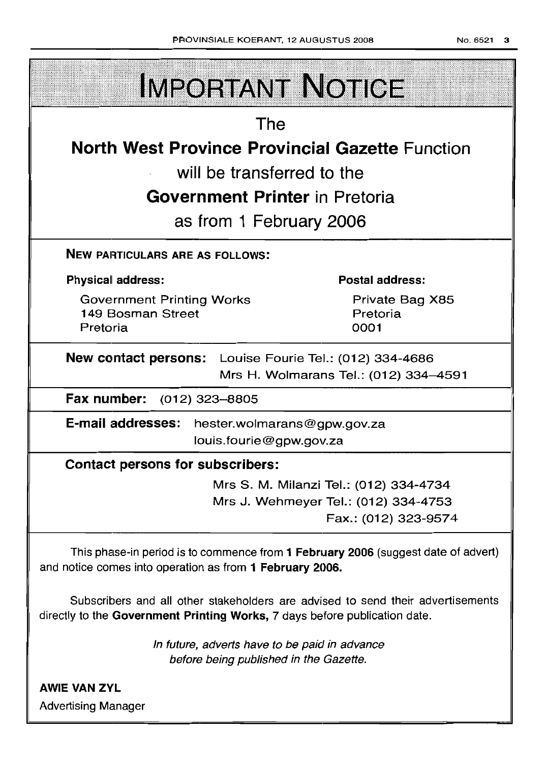# IMPORTANT NOTICE

The

**North West Province Provincial Gazette** Function

will be transferred to the

**Government Printer** in Pretoria

as from 1 February 2006

**NEW PARTICULARS ARE AS FOLLOWS:**

**Physical address:**

Government Printing Works
149 Bosman Street
Pretoria

**Postal address:**

Private Bag X85
Pretoria
0001

**New contact persons:** Louise Fourie Tel.: (012) 334-4686
Mrs H. Wolmarans Tel.: (012) 334–4591

**Fax number:** (012) 323–8805

**E-mail addresses:** hester.wolmarans@gpw.gov.za
louis.fourie@gpw.gov.za

**Contact persons for subscribers:**

Mrs S. M. Milanzi Tel.: (012) 334-4734
Mrs J. Wehmeyer Tel.: (012) 334-4753
Fax.: (012) 323-9574

This phase-in period is to commence from **1 February 2006** (suggest date of advert) and notice comes into operation as from **1 February 2006.**

Subscribers and all other stakeholders are advised to send their advertisements directly to the **Government Printing Works,** 7 days before publication date.

*In future, adverts have to be paid in advance before being published in the Gazette.*

**AWIE VAN ZYL**

Advertising Manager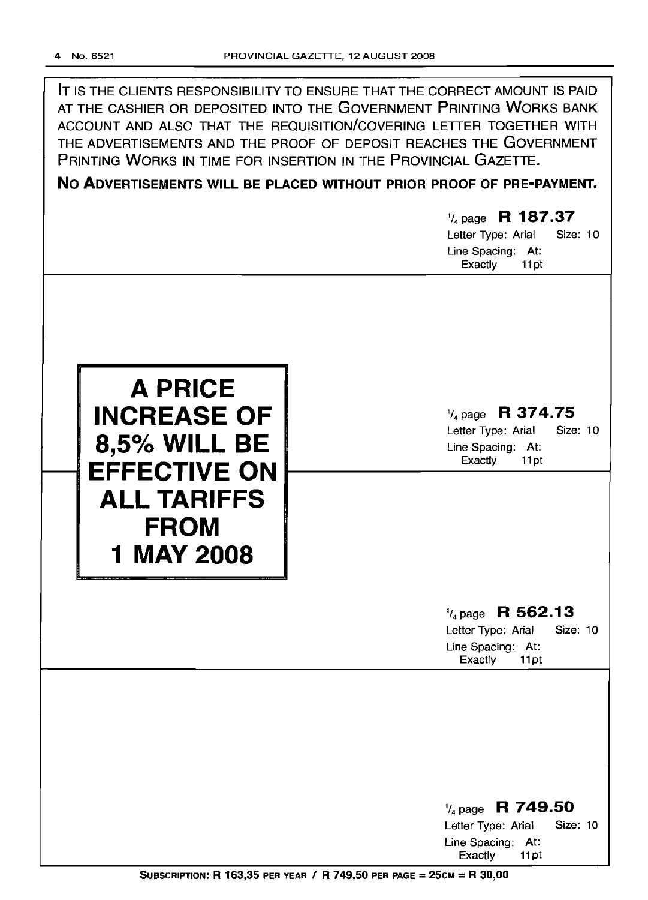IT IS THE CLIENTS RESPONSIBILITY TO ENSURE THAT THE CORRECT AMOUNT IS PAID AT THE CASHIER OR DEPOSITED INTO THE GOVERNMENT PRINTING WORKS BANK ACCOUNT AND ALSO THAT THE REQUISITION/COVERING LETTER TOGETHER WITH THE ADVERTISEMENTS AND THE PROOF OF DEPOSIT REACHES THE GOVERNMENT PRINTING WORKS IN TIME FOR INSERTION IN THE PROVINCIAL GAZETTE.

**NO ADVERTISEMENTS WILL BE PLACED WITHOUT PRIOR PROOF OF PRE-PAYMENT.**

¼ page **R 187.37**
Letter Type: Arial Size: 10
Line Spacing: At: Exactly 11pt

**A PRICE INCREASE OF 8,5% WILL BE EFFECTIVE ON ALL TARIFFS FROM 1 MAY 2008**

¼ page **R 374.75**
Letter Type: Arial Size: 10
Line Spacing: At: Exactly 11pt

¼ page **R 562.13**
Letter Type: Arial Size: 10
Line Spacing: At: Exactly 11pt

¼ page **R 749.50**
Letter Type: Arial Size: 10
Line Spacing: At: Exactly 11pt

**SUBSCRIPTION: R 163,35 PER YEAR / R 749.50 PER PAGE = 25CM = R 30,00**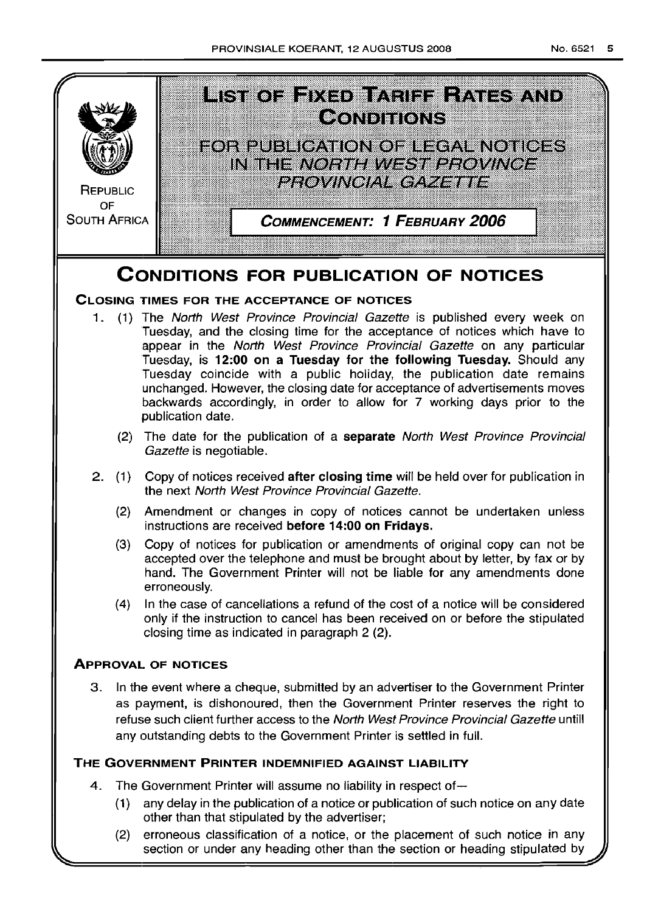REPUBLIC OF SOUTH AFRICA

# LIST OF FIXED TARIFF RATES AND CONDITIONS

## FOR PUBLICATION OF LEGAL NOTICES IN THE *NORTH WEST PROVINCE PROVINCIAL GAZETTE*

**COMMENCEMENT: 1 FEBRUARY 2006**

# CONDITIONS FOR PUBLICATION OF NOTICES

### CLOSING TIMES FOR THE ACCEPTANCE OF NOTICES

1. (1) The *North West Province Provincial Gazette* is published every week on Tuesday, and the closing time for the acceptance of notices which have to appear in the *North West Province Provincial Gazette* on any particular Tuesday, is **12:00 on a Tuesday for the following Tuesday.** Should any Tuesday coincide with a public holiday, the publication date remains unchanged. However, the closing date for acceptance of advertisements moves backwards accordingly, in order to allow for 7 working days prior to the publication date.

   (2) The date for the publication of a **separate** *North West Province Provincial Gazette* is negotiable.

2. (1) Copy of notices received **after closing time** will be held over for publication in the next *North West Province Provincial Gazette.*

   (2) Amendment or changes in copy of notices cannot be undertaken unless instructions are received **before 14:00 on Fridays.**

   (3) Copy of notices for publication or amendments of original copy can not be accepted over the telephone and must be brought about by letter, by fax or by hand. The Government Printer will not be liable for any amendments done erroneously.

   (4) In the case of cancellations a refund of the cost of a notice will be considered only if the instruction to cancel has been received on or before the stipulated closing time as indicated in paragraph 2 (2).

### APPROVAL OF NOTICES

3. In the event where a cheque, submitted by an advertiser to the Government Printer as payment, is dishonoured, then the Government Printer reserves the right to refuse such client further access to the *North West Province Provincial Gazette* untill any outstanding debts to the Government Printer is settled in full.

### THE GOVERNMENT PRINTER INDEMNIFIED AGAINST LIABILITY

4. The Government Printer will assume no liability in respect of—

   (1) any delay in the publication of a notice or publication of such notice on any date other than that stipulated by the advertiser;

   (2) erroneous classification of a notice, or the placement of such notice in any section or under any heading other than the section or heading stipulated by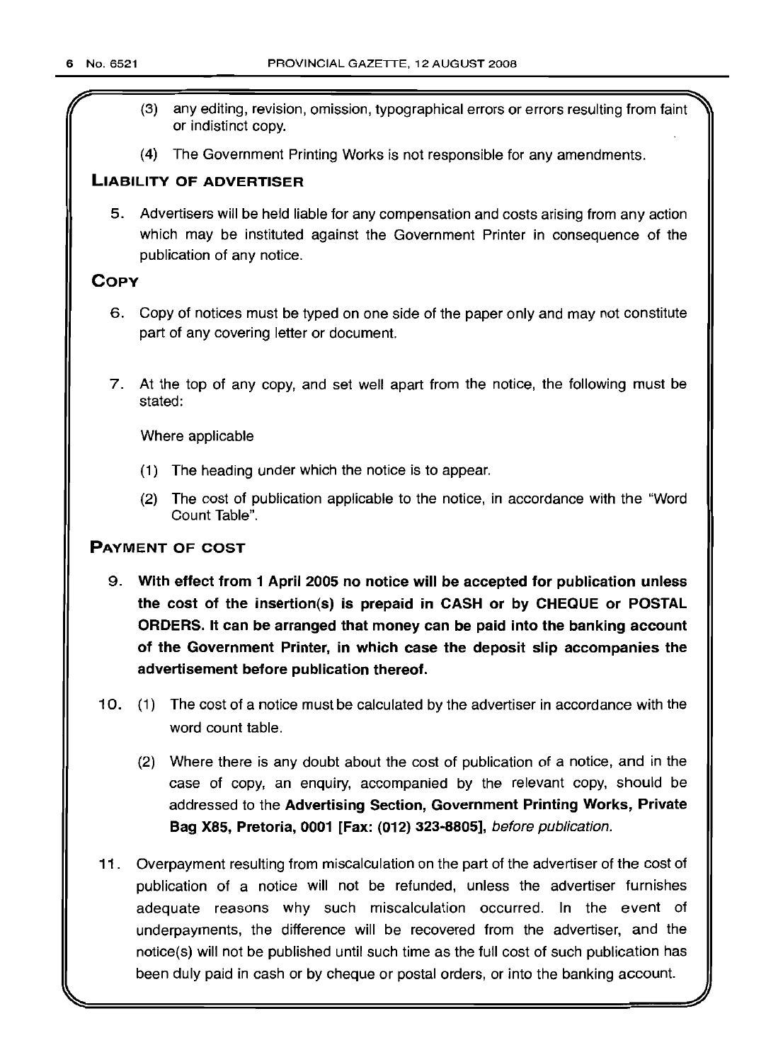(3) any editing, revision, omission, typographical errors or errors resulting from faint or indistinct copy.

(4) The Government Printing Works is not responsible for any amendments.

### LIABILITY OF ADVERTISER

5. Advertisers will be held liable for any compensation and costs arising from any action which may be instituted against the Government Printer in consequence of the publication of any notice.

### COPY

6. Copy of notices must be typed on one side of the paper only and may not constitute part of any covering letter or document.

7. At the top of any copy, and set well apart from the notice, the following must be stated:

   Where applicable

   (1) The heading under which the notice is to appear.

   (2) The cost of publication applicable to the notice, in accordance with the "Word Count Table".

### PAYMENT OF COST

9. **With effect from 1 April 2005 no notice will be accepted for publication unless the cost of the insertion(s) is prepaid in CASH or by CHEQUE or POSTAL ORDERS. It can be arranged that money can be paid into the banking account of the Government Printer, in which case the deposit slip accompanies the advertisement before publication thereof.**

10. (1) The cost of a notice must be calculated by the advertiser in accordance with the word count table.

    (2) Where there is any doubt about the cost of publication of a notice, and in the case of copy, an enquiry, accompanied by the relevant copy, should be addressed to the **Advertising Section, Government Printing Works, Private Bag X85, Pretoria, 0001 [Fax: (012) 323-8805],** *before publication.*

11. Overpayment resulting from miscalculation on the part of the advertiser of the cost of publication of a notice will not be refunded, unless the advertiser furnishes adequate reasons why such miscalculation occurred. In the event of underpayments, the difference will be recovered from the advertiser, and the notice(s) will not be published until such time as the full cost of such publication has been duly paid in cash or by cheque or postal orders, or into the banking account.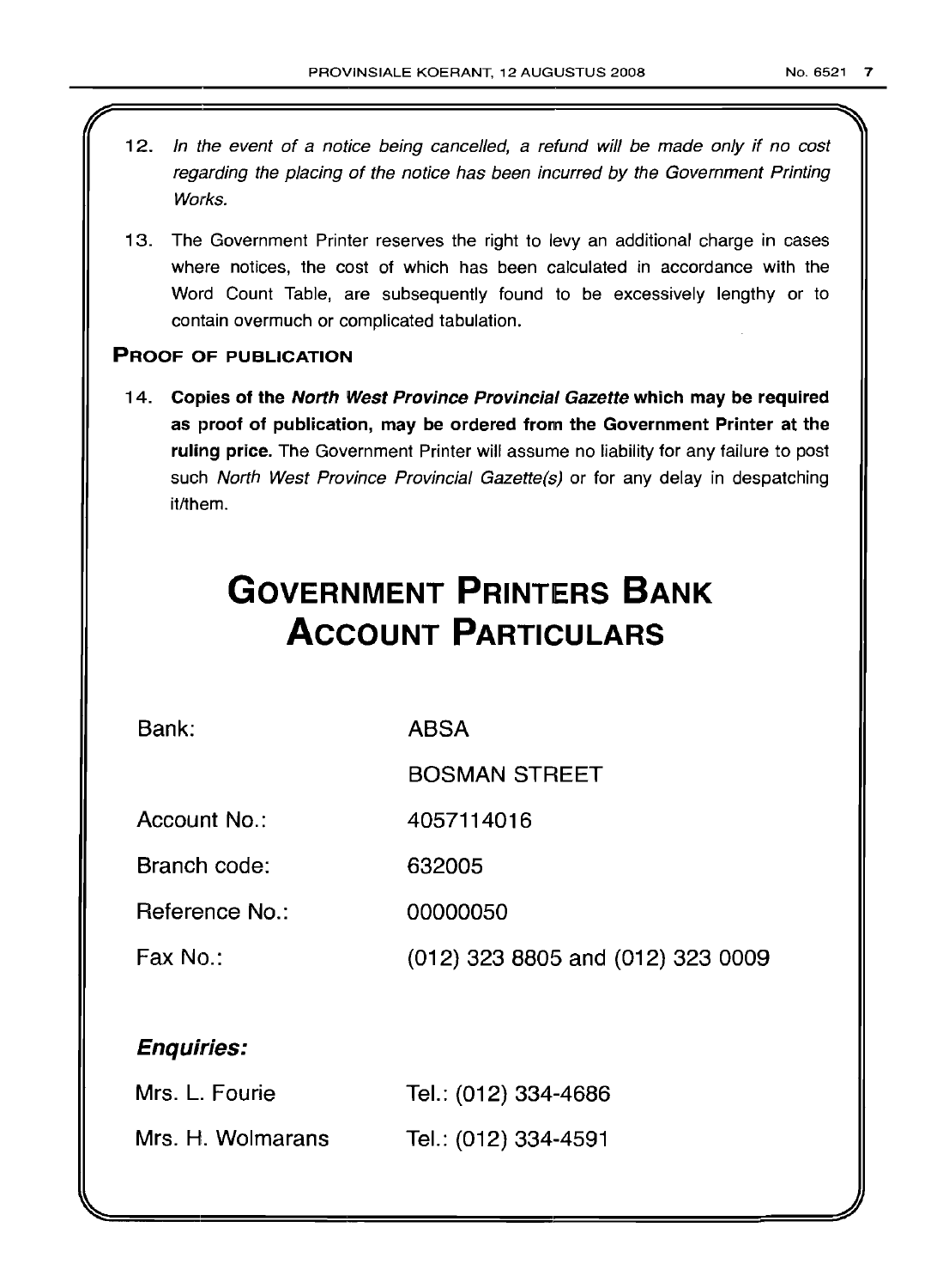12. *In the event of a notice being cancelled, a refund will be made only if no cost regarding the placing of the notice has been incurred by the Government Printing Works.*

13. The Government Printer reserves the right to levy an additional charge in cases where notices, the cost of which has been calculated in accordance with the Word Count Table, are subsequently found to be excessively lengthy or to contain overmuch or complicated tabulation.

### PROOF OF PUBLICATION

14. **Copies of the *North West Province Provincial Gazette* which may be required as proof of publication, may be ordered from the Government Printer at the ruling price.** The Government Printer will assume no liability for any failure to post such *North West Province Provincial Gazette(s)* or for any delay in despatching it/them.

# GOVERNMENT PRINTERS BANK ACCOUNT PARTICULARS

| | |
|---|---|
| Bank: | ABSA |
| | BOSMAN STREET |
| Account No.: | 4057114016 |
| Branch code: | 632005 |
| Reference No.: | 00000050 |
| Fax No.: | (012) 323 8805 and (012) 323 0009 |

***Enquiries:***

| | |
|---|---|
| Mrs. L. Fourie | Tel.: (012) 334-4686 |
| Mrs. H. Wolmarans | Tel.: (012) 334-4591 |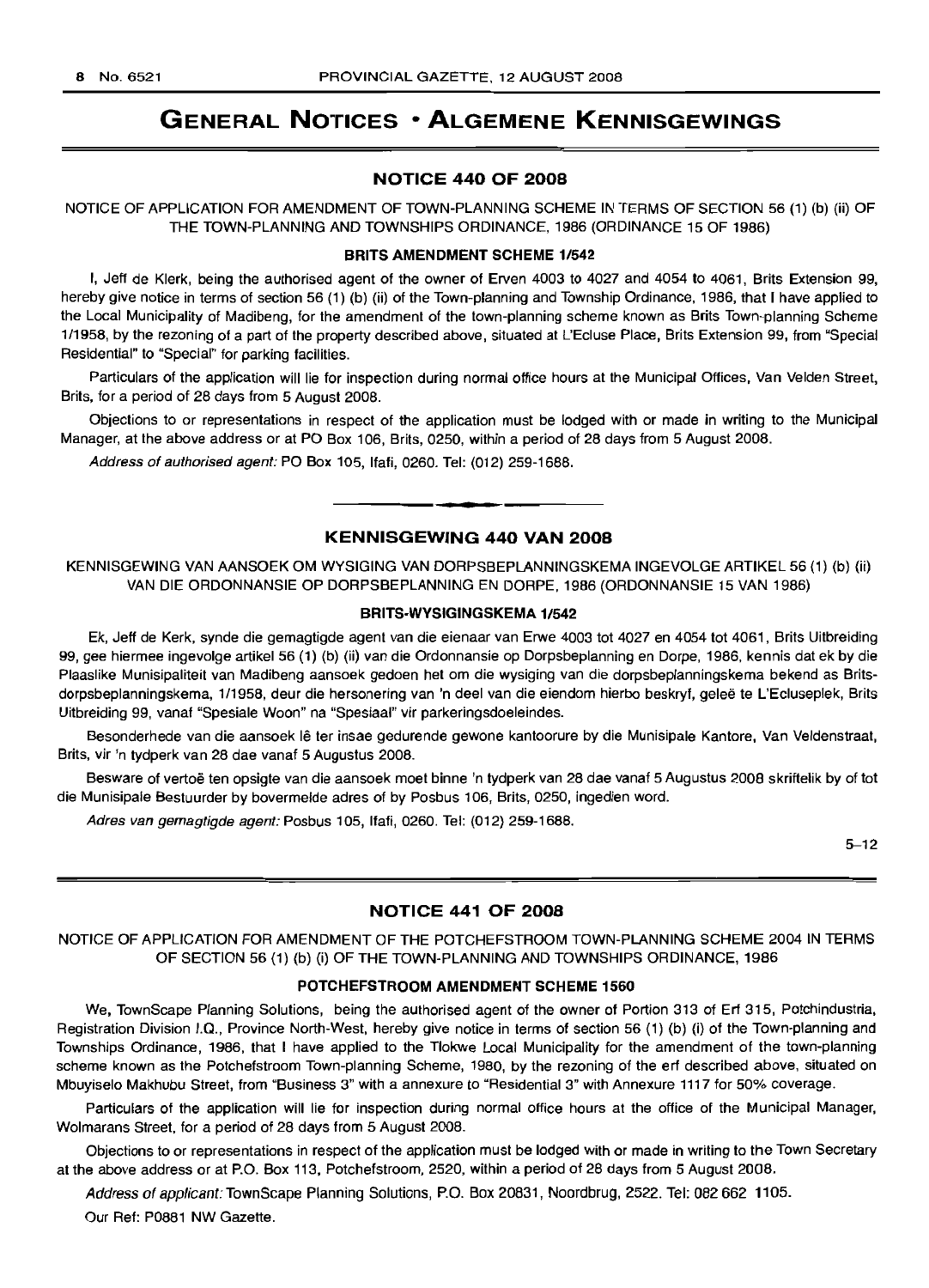# GENERAL NOTICES • ALGEMENE KENNISGEWINGS

## NOTICE 440 OF 2008

NOTICE OF APPLICATION FOR AMENDMENT OF TOWN-PLANNING SCHEME IN TERMS OF SECTION 56 (1) (b) (ii) OF THE TOWN-PLANNING AND TOWNSHIPS ORDINANCE, 1986 (ORDINANCE 15 OF 1986)

### BRITS AMENDMENT SCHEME 1/542

I, Jeff de Klerk, being the authorised agent of the owner of Erven 4003 to 4027 and 4054 to 4061, Brits Extension 99, hereby give notice in terms of section 56 (1) (b) (ii) of the Town-planning and Township Ordinance, 1986, that I have applied to the Local Municipality of Madibeng, for the amendment of the town-planning scheme known as Brits Town-planning Scheme 1/1958, by the rezoning of a part of the property described above, situated at L'Ecluse Place, Brits Extension 99, from "Special Residential" to "Special" for parking facilities.

Particulars of the application will lie for inspection during normal office hours at the Municipal Offices, Van Velden Street, Brits, for a period of 28 days from 5 August 2008.

Objections to or representations in respect of the application must be lodged with or made in writing to the Municipal Manager, at the above address or at PO Box 106, Brits, 0250, within a period of 28 days from 5 August 2008.

*Address of authorised agent:* PO Box 105, Ifafi, 0260. Tel: (012) 259-1688.

---

## KENNISGEWING 440 VAN 2008

KENNISGEWING VAN AANSOEK OM WYSIGING VAN DORPSBEPLANNINGSKEMA INGEVOLGE ARTIKEL 56 (1) (b) (ii) VAN DIE ORDONNANSIE OP DORPSBEPLANNING EN DORPE, 1986 (ORDONNANSIE 15 VAN 1986)

### BRITS-WYSIGINGSKEMA 1/542

Ek, Jeff de Kerk, synde die gemagtigde agent van die eienaar van Erwe 4003 tot 4027 en 4054 tot 4061, Brits Uitbreiding 99, gee hiermee ingevolge artikel 56 (1) (b) (ii) van die Ordonnansie op Dorpsbeplanning en Dorpe, 1986, kennis dat ek by die Plaaslike Munisipaliteit van Madibeng aansoek gedoen het om die wysiging van die dorpsbeplanningskema bekend as Brits-dorpsbeplanningskema, 1/1958, deur die hersonering van 'n deel van die eiendom hierbo beskryf, geleë te L'Ecluseplek, Brits Uitbreiding 99, vanaf "Spesiale Woon" na "Spesiaal" vir parkeringsdoeleindes.

Besonderhede van die aansoek lê ter insae gedurende gewone kantoorure by die Munisipale Kantore, Van Veldenstraat, Brits, vir 'n tydperk van 28 dae vanaf 5 Augustus 2008.

Besware of vertoë ten opsigte van die aansoek moet binne 'n tydperk van 28 dae vanaf 5 Augustus 2008 skriftelik by of tot die Munisipale Bestuurder by bovermelde adres of by Posbus 106, Brits, 0250, ingedien word.

*Adres van gemagtigde agent:* Posbus 105, Ifafi, 0260. Tel: (012) 259-1688.

5–12

---

## NOTICE 441 OF 2008

NOTICE OF APPLICATION FOR AMENDMENT OF THE POTCHEFSTROOM TOWN-PLANNING SCHEME 2004 IN TERMS OF SECTION 56 (1) (b) (i) OF THE TOWN-PLANNING AND TOWNSHIPS ORDINANCE, 1986

### POTCHEFSTROOM AMENDMENT SCHEME 1560

We, TownScape Planning Solutions, being the authorised agent of the owner of Portion 313 of Erf 315, Potchindustria, Registration Division I.Q., Province North-West, hereby give notice in terms of section 56 (1) (b) (i) of the Town-planning and Townships Ordinance, 1986, that I have applied to the Tlokwe Local Municipality for the amendment of the town-planning scheme known as the Potchefstroom Town-planning Scheme, 1980, by the rezoning of the erf described above, situated on Mbuyiselo Makhubu Street, from "Business 3" with a annexure to "Residential 3" with Annexure 1117 for 50% coverage.

Particulars of the application will lie for inspection during normal office hours at the office of the Municipal Manager, Wolmarans Street, for a period of 28 days from 5 August 2008.

Objections to or representations in respect of the application must be lodged with or made in writing to the Town Secretary at the above address or at P.O. Box 113, Potchefstroom, 2520, within a period of 28 days from 5 August 2008.

*Address of applicant:* TownScape Planning Solutions, P.O. Box 20831, Noordbrug, 2522. Tel: 082 662 1105.

Our Ref: P0881 NW Gazette.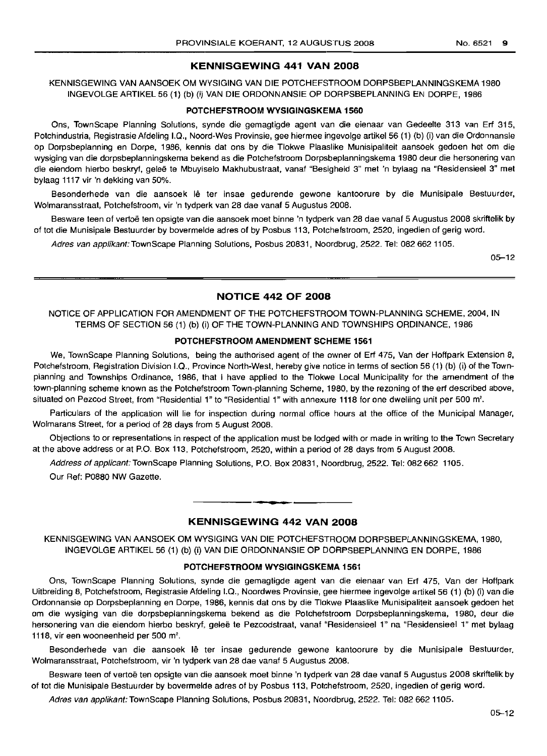## KENNISGEWING 441 VAN 2008

KENNISGEWING VAN AANSOEK OM WYSIGING VAN DIE POTCHEFSTROOM DORPSBEPLANNINGSKEMA 1980 INGEVOLGE ARTIKEL 56 (1) (b) (i) VAN DIE ORDONNANSIE OP DORPSBEPLANNING EN DORPE, 1986

### POTCHEFSTROOM WYSIGINGSKEMA 1560

Ons, TownScape Planning Solutions, synde die gemagtigde agent van die eienaar van Gedeelte 313 van Erf 315, Potchindustria, Registrasie Afdeling I.Q., Noord-Wes Provinsie, gee hiermee ingevolge artikel 56 (1) (b) (i) van die Ordonnansie op Dorpsbeplanning en Dorpe, 1986, kennis dat ons by die Tlokwe Plaaslike Munisipaliteit aansoek gedoen het om die wysiging van die dorpsbeplanningskema bekend as die Potchefstroom Dorpsbeplanningskema 1980 deur die hersonering van die eiendom hierbo beskryf, geleë te Mbuyiselo Makhubustraat, vanaf "Besigheid 3" met 'n bylaag na "Residensieel 3" met bylaag 1117 vir 'n dekking van 50%.

Besonderhede van die aansoek lê ter insae gedurende gewone kantoorure by die Munisipale Bestuurder, Wolmaransstraat, Potchefstroom, vir 'n tydperk van 28 dae vanaf 5 Augustus 2008.

Besware teen of vertoë ten opsigte van die aansoek moet binne 'n tydperk van 28 dae vanaf 5 Augustus 2008 skriftelik by of tot die Munisipale Bestuurder by bovermelde adres of by Posbus 113, Potchefstroom, 2520, ingedien of gerig word.

*Adres van applikant:* TownScape Planning Solutions, Posbus 20831, Noordbrug, 2522. Tel: 082 662 1105.

05–12

## NOTICE 442 OF 2008

NOTICE OF APPLICATION FOR AMENDMENT OF THE POTCHEFSTROOM TOWN-PLANNING SCHEME, 2004, IN TERMS OF SECTION 56 (1) (b) (i) OF THE TOWN-PLANNING AND TOWNSHIPS ORDINANCE, 1986

### POTCHEFSTROOM AMENDMENT SCHEME 1561

We, TownScape Planning Solutions, being the authorised agent of the owner of Erf 475, Van der Hoffpark Extension 8, Potchefstroom, Registration Division I.Q., Province North-West, hereby give notice in terms of section 56 (1) (b) (i) of the Town-planning and Townships Ordinance, 1986, that I have applied to the Tlokwe Local Municipality for the amendment of the town-planning scheme known as the Potchefstroom Town-planning Scheme, 1980, by the rezoning of the erf described above, situated on Pezcod Street, from "Residential 1" to "Residential 1" with annexure 1118 for one dwelling unit per 500 m².

Particulars of the application will lie for inspection during normal office hours at the office of the Municipal Manager, Wolmarans Street, for a period of 28 days from 5 August 2008.

Objections to or representations in respect of the application must be lodged with or made in writing to the Town Secretary at the above address or at P.O. Box 113, Potchefstroom, 2520, within a period of 28 days from 5 August 2008.

*Address of applicant:* TownScape Planning Solutions, P.O. Box 20831, Noordbrug, 2522. Tel: 082 662 1105.

Our Ref: P0880 NW Gazette.

## KENNISGEWING 442 VAN 2008

KENNISGEWING VAN AANSOEK OM WYSIGING VAN DIE POTCHEFSTROOM DORPSBEPLANNINGSKEMA, 1980, INGEVOLGE ARTIKEL 56 (1) (b) (i) VAN DIE ORDONNANSIE OP DORPSBEPLANNING EN DORPE, 1986

### POTCHEFSTROOM WYSIGINGSKEMA 1561

Ons, TownScape Planning Solutions, synde die gemagtigde agent van die eienaar van Erf 475, Van der Hoffpark Uitbreiding 8, Potchefstroom, Registrasie Afdeling I.Q., Noordwes Provinsie, gee hiermee ingevolge artikel 56 (1) (b) (i) van die Ordonnansie op Dorpsbeplanning en Dorpe, 1986, kennis dat ons by die Tlokwe Plaaslike Munisipaliteit aansoek gedoen het om die wysiging van die dorpsbeplanningskema bekend as die Potchefstroom Dorpsbeplanningskema, 1980, deur die hersonering van die eiendom hierbo beskryf, geleë te Pezcodstraat, vanaf "Residensieel 1" na "Residensieel 1" met bylaag 1118, vir een wooneenheid per 500 m².

Besonderhede van die aansoek lê ter insae gedurende gewone kantoorure by die Munisipale Bestuurder, Wolmaransstraat, Potchefstroom, vir 'n tydperk van 28 dae vanaf 5 Augustus 2008.

Besware teen of vertoë ten opsigte van die aansoek moet binne 'n tydperk van 28 dae vanaf 5 Augustus 2008 skriftelik by of tot die Munisipale Bestuurder by bovermelde adres of by Posbus 113, Potchefstroom, 2520, ingedien of gerig word.

*Adres van applikant:* TownScape Planning Solutions, Posbus 20831, Noordbrug, 2522. Tel: 082 662 1105.

05–12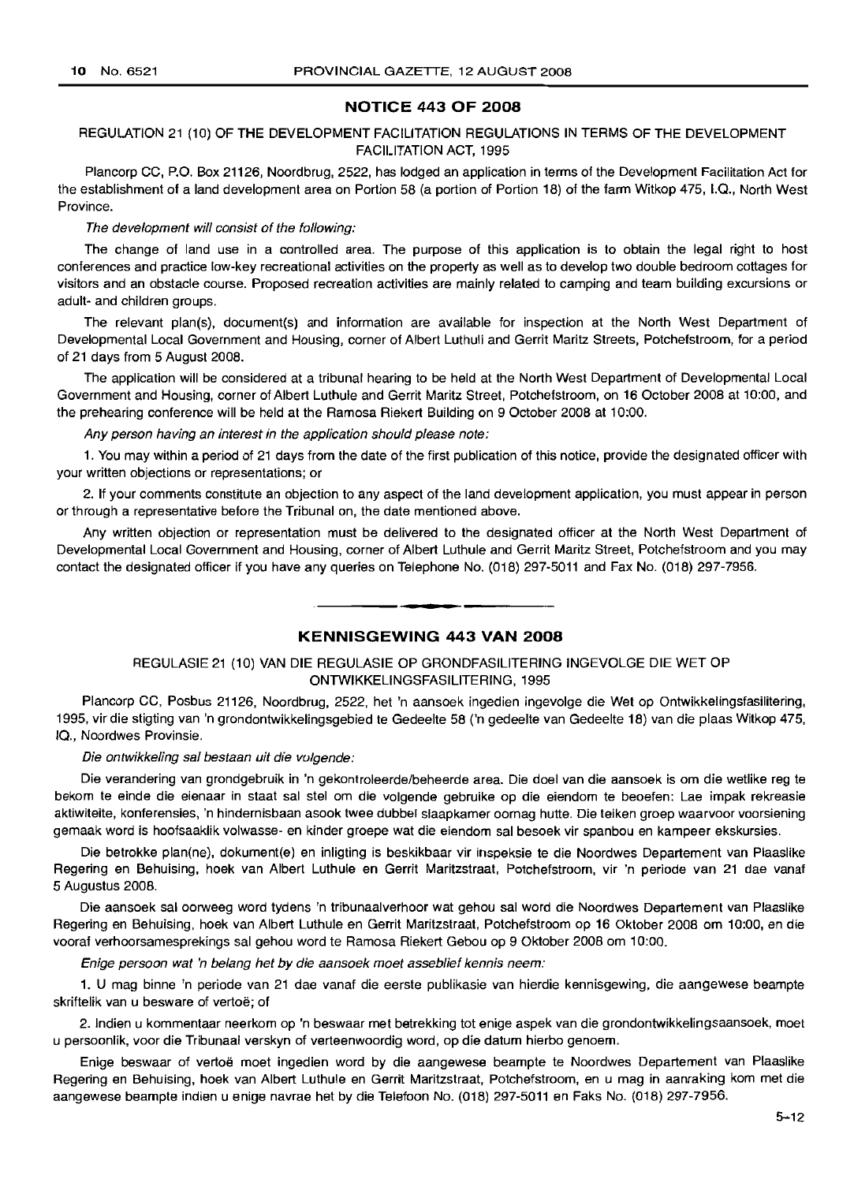## NOTICE 443 OF 2008

REGULATION 21 (10) OF THE DEVELOPMENT FACILITATION REGULATIONS IN TERMS OF THE DEVELOPMENT FACILITATION ACT, 1995

Plancorp CC, P.O. Box 21126, Noordbrug, 2522, has lodged an application in terms of the Development Facilitation Act for the establishment of a land development area on Portion 58 (a portion of Portion 18) of the farm Witkop 475, I.Q., North West Province.

*The development will consist of the following:*

The change of land use in a controlled area. The purpose of this application is to obtain the legal right to host conferences and practice low-key recreational activities on the property as well as to develop two double bedroom cottages for visitors and an obstacle course. Proposed recreation activities are mainly related to camping and team building excursions or adult- and children groups.

The relevant plan(s), document(s) and information are available for inspection at the North West Department of Developmental Local Government and Housing, corner of Albert Luthuli and Gerrit Maritz Streets, Potchefstroom, for a period of 21 days from 5 August 2008.

The application will be considered at a tribunal hearing to be held at the North West Department of Developmental Local Government and Housing, corner of Albert Luthule and Gerrit Maritz Street, Potchefstroom, on 16 October 2008 at 10:00, and the prehearing conference will be held at the Ramosa Riekert Building on 9 October 2008 at 10:00.

*Any person having an interest in the application should please note:*

1. You may within a period of 21 days from the date of the first publication of this notice, provide the designated officer with your written objections or representations; or

2. If your comments constitute an objection to any aspect of the land development application, you must appear in person or through a representative before the Tribunal on, the date mentioned above.

Any written objection or representation must be delivered to the designated officer at the North West Department of Developmental Local Government and Housing, corner of Albert Luthule and Gerrit Maritz Street, Potchefstroom and you may contact the designated officer if you have any queries on Telephone No. (018) 297-5011 and Fax No. (018) 297-7956.

---

## KENNISGEWING 443 VAN 2008

REGULASIE 21 (10) VAN DIE REGULASIE OP GRONDFASILITERING INGEVOLGE DIE WET OP ONTWIKKELINGSFASILITERING, 1995

Plancorp CC, Posbus 21126, Noordbrug, 2522, het 'n aansoek ingedien ingevolge die Wet op Ontwikkelingsfasilitering, 1995, vir die stigting van 'n grondontwikkelingsgebied te Gedeelte 58 ('n gedeelte van Gedeelte 18) van die plaas Witkop 475, IQ., Noordwes Provinsie.

*Die ontwikkeling sal bestaan uit die volgende:*

Die verandering van grondgebruik in 'n gekontroleerde/beheerde area. Die doel van die aansoek is om die wetlike reg te bekom te einde die eienaar in staat sal stel om die volgende gebruike op die eiendom te beoefen: Lae impak rekreasie aktiwiteite, konferensies, 'n hindernisbaan asook twee dubbel slaapkamer oornag hutte. Die teiken groep waarvoor voorsiening gemaak word is hoofsaaklik volwasse- en kinder groepe wat die eiendom sal besoek vir spanbou en kampeer ekskursies.

Die betrokke plan(ne), dokument(e) en inligting is beskikbaar vir inspeksie te die Noordwes Departement van Plaaslike Regering en Behuising, hoek van Albert Luthule en Gerrit Maritzstraat, Potchefstroom, vir 'n periode van 21 dae vanaf 5 Augustus 2008.

Die aansoek sal oorweeg word tydens 'n tribunaalverhoor wat gehou sal word die Noordwes Departement van Plaaslike Regering en Behuising, hoek van Albert Luthule en Gerrit Maritzstraat, Potchefstroom op 16 Oktober 2008 om 10:00, en die vooraf verhoorsamesprekings sal gehou word te Ramosa Riekert Gebou op 9 Oktober 2008 om 10:00.

*Enige persoon wat 'n belang het by die aansoek moet asseblief kennis neem:*

1. U mag binne 'n periode van 21 dae vanaf die eerste publikasie van hierdie kennisgewing, die aangewese beampte skriftelik van u besware of vertoë; of

2. Indien u kommentaar neerkom op 'n beswaar met betrekking tot enige aspek van die grondontwikkelingsaansoek, moet u persoonlik, voor die Tribunaal verskyn of verteenwoordig word, op die datum hierbo genoem.

Enige beswaar of vertoë moet ingedien word by die aangewese beampte te Noordwes Departement van Plaaslike Regering en Behuising, hoek van Albert Luthule en Gerrit Maritzstraat, Potchefstroom, en u mag in aanraking kom met die aangewese beampte indien u enige navrae het by die Telefoon No. (018) 297-5011 en Faks No. (018) 297-7956.

5–12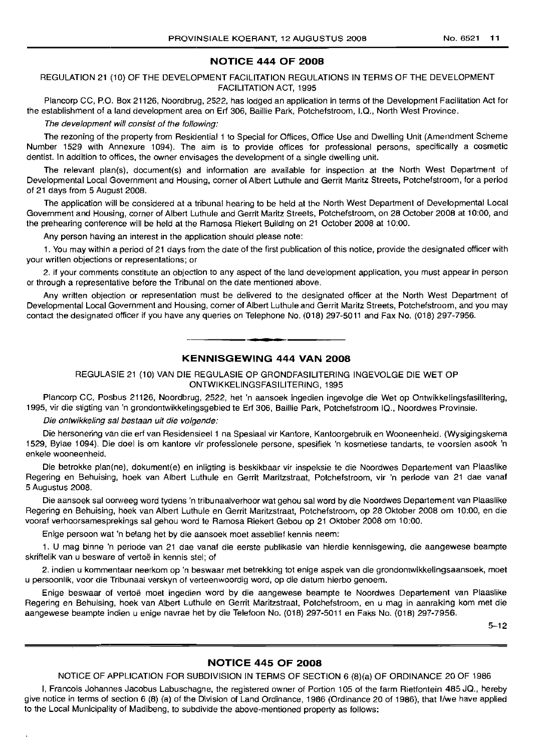## NOTICE 444 OF 2008

REGULATION 21 (10) OF THE DEVELOPMENT FACILITATION REGULATIONS IN TERMS OF THE DEVELOPMENT FACILITATION ACT, 1995

Plancorp CC, P.O. Box 21126, Noordbrug, 2522, has lodged an application in terms of the Development Facilitation Act for the establishment of a land development area on Erf 306, Baillie Park, Potchefstroom, I.Q., North West Province.

*The development will consist of the following:*

The rezoning of the property from Residential 1 to Special for Offices, Office Use and Dwelling Unit (Amendment Scheme Number 1529 with Annexure 1094). The aim is to provide offices for professional persons, specifically a cosmetic dentist. In addition to offices, the owner envisages the development of a single dwelling unit.

The relevant plan(s), document(s) and information are available for inspection at the North West Department of Developmental Local Government and Housing, corner of Albert Luthule and Gerrit Maritz Streets, Potchefstroom, for a period of 21 days from 5 August 2008.

The application will be considered at a tribunal hearing to be held at the North West Department of Developmental Local Government and Housing, corner of Albert Luthule and Gerrit Maritz Streets, Potchefstroom, on 28 October 2008 at 10:00, and the prehearing conference will be held at the Ramosa Riekert Building on 21 October 2008 at 10:00.

Any person having an interest in the application should please note:

1. You may within a period of 21 days from the date of the first publication of this notice, provide the designated officer with your written objections or representations; or

2. if your comments constitute an objection to any aspect of the land development application, you must appear in person or through a representative before the Tribunal on the date mentioned above.

Any written objection or representation must be delivered to the designated officer at the North West Department of Developmental Local Government and Housing, corner of Albert Luthule and Gerrit Maritz Streets, Potchefstroom, and you may contact the designated officer if you have any queries on Telephone No. (018) 297-5011 and Fax No. (018) 297-7956.

---

## KENNISGEWING 444 VAN 2008

REGULASIE 21 (10) VAN DIE REGULASIE OP GRONDFASILITERING INGEVOLGE DIE WET OP ONTWIKKELINGSFASILITERING, 1995

Plancorp CC, Posbus 21126, Noordbrug, 2522, het 'n aansoek ingedien ingevolge die Wet op Ontwikkelingsfasilitering, 1995, vir die stigting van 'n grondontwikkelingsgebied te Erf 306, Baillie Park, Potchefstroom IQ., Noordwes Provinsie.

*Die ontwikkeling sal bestaan uit die volgende:*

Die hersonering van die erf van Residensieel 1 na Spesiaal vir Kantore, Kantoorgebruik en Wooneenheid. (Wysigingskema 1529, Bylae 1094). Die doel is om kantore vir professionele persone, spesifiek 'n kosmetiese tandarts, te voorsien asook 'n enkele wooneenheid.

Die betrokke plan(ne), dokument(e) en inligting is beskikbaar vir inspeksie te die Noordwes Departement van Plaaslike Regering en Behuising, hoek van Albert Luthule en Gerrit Maritzstraat, Potchefstroom, vir 'n periode van 21 dae vanaf 5 Augustus 2008.

Die aansoek sal oorweeg word tydens 'n tribunaalverhoor wat gehou sal word by die Noordwes Departement van Plaaslike Regering en Behuising, hoek van Albert Luthule en Gerrit Maritzstraat, Potchefstroom, op 28 Oktober 2008 om 10:00, en die vooraf verhoorsamesprekings sal gehou word te Ramosa Riekert Gebou op 21 Oktober 2008 om 10:00.

Enige persoon wat 'n belang het by die aansoek moet asseblief kennis neem:

1. U mag binne 'n periode van 21 dae vanaf die eerste publikasie van hierdie kennisgewing, die aangewese beampte skriftelik van u besware of vertoë in kennis stel; of

2. indien u kommentaar neerkom op 'n beswaar met betrekking tot enige aspek van die grondontwikkelingsaansoek, moet u persoonlik, voor die Tribunaal verskyn of verteenwoordig word, op die datum hierbo genoem.

Enige beswaar of vertoë moet ingedien word by die aangewese beampte te Noordwes Departement van Plaaslike Regering en Behuising, hoek van Albert Luthule en Gerrit Maritzstraat, Potchefstroom, en u mag in aanraking kom met die aangewese beampte indien u enige navrae het by die Telefoon No. (018) 297-5011 en Faks No. (018) 297-7956.

5–12

---

## NOTICE 445 OF 2008

NOTICE OF APPLICATION FOR SUBDIVISION IN TERMS OF SECTION 6 (8)(a) OF ORDINANCE 20 OF 1986

I, Francois Johannes Jacobus Labuschagne, the registered owner of Portion 105 of the farm Rietfontein 485 JQ., hereby give notice in terms of section 6 (8) (a) of the Division of Land Ordinance, 1986 (Ordinance 20 of 1986), that I/we have applied to the Local Municipality of Madibeng, to subdivide the above-mentioned property as follows: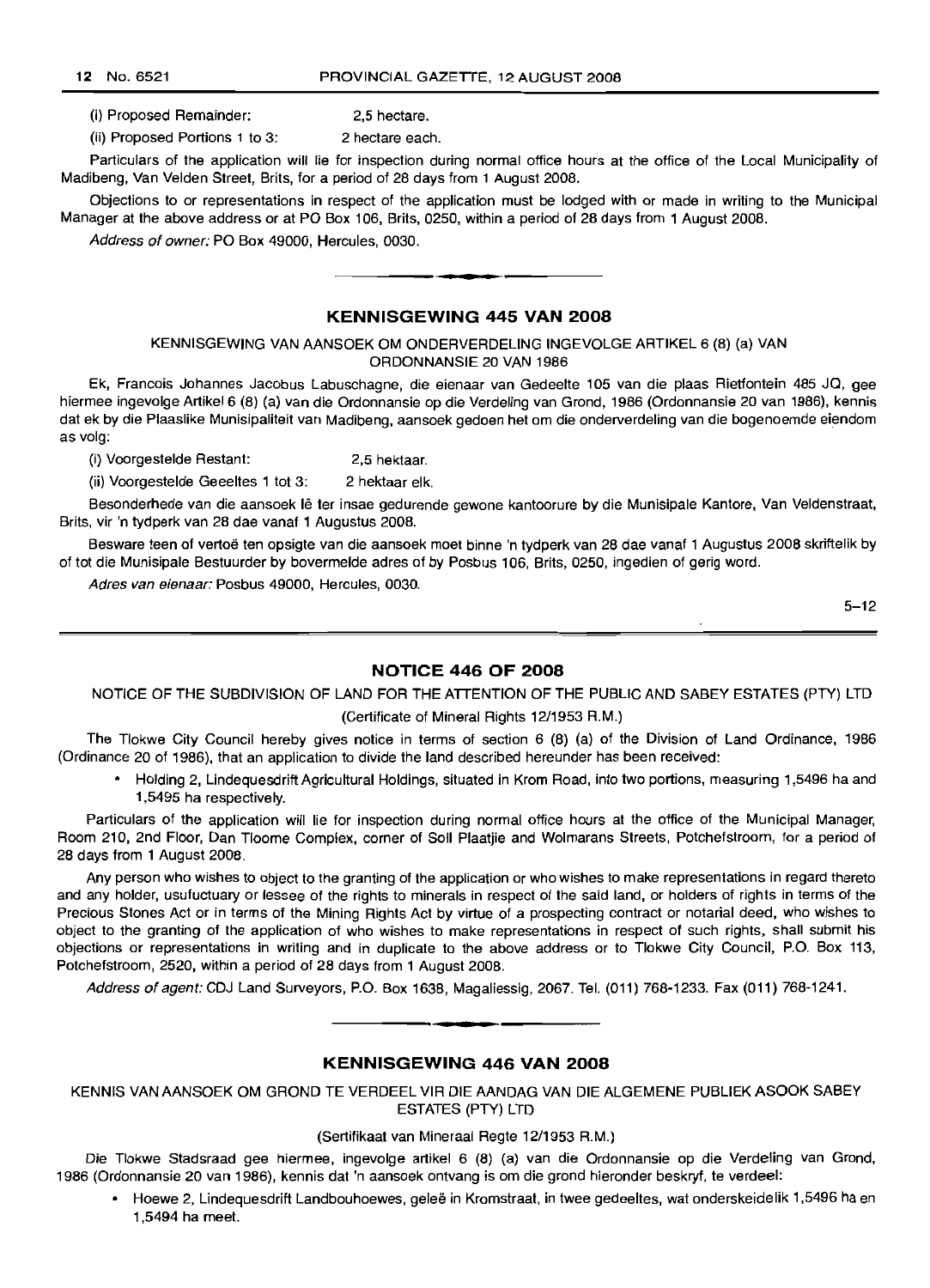(i) Proposed Remainder: 2,5 hectare.

(ii) Proposed Portions 1 to 3: 2 hectare each.

Particulars of the application will lie for inspection during normal office hours at the office of the Local Municipality of Madibeng, Van Velden Street, Brits, for a period of 28 days from 1 August 2008.

Objections to or representations in respect of the application must be lodged with or made in writing to the Municipal Manager at the above address or at PO Box 106, Brits, 0250, within a period of 28 days from 1 August 2008.

*Address of owner:* PO Box 49000, Hercules, 0030.

## KENNISGEWING 445 VAN 2008

KENNISGEWING VAN AANSOEK OM ONDERVERDELING INGEVOLGE ARTIKEL 6 (8) (a) VAN ORDONNANSIE 20 VAN 1986

Ek, Francois Johannes Jacobus Labuschagne, die eienaar van Gedeelte 105 van die plaas Rietfontein 485 JQ, gee hiermee ingevolge Artikel 6 (8) (a) van die Ordonnansie op die Verdeling van Grond, 1986 (Ordonnansie 20 van 1986), kennis dat ek by die Plaaslike Munisipaliteit van Madibeng, aansoek gedoen het om die onderverdeling van die bogenoemde eiendom as volg:

(i) Voorgestelde Restant: 2,5 hektaar.

(ii) Voorgestelde Geeeltes 1 tot 3: 2 hektaar elk.

Besonderhede van die aansoek lê ter insae gedurende gewone kantoorure by die Munisipale Kantore, Van Veldenstraat, Brits, vir 'n tydperk van 28 dae vanaf 1 Augustus 2008.

Besware teen of vertoë ten opsigte van die aansoek moet binne 'n tydperk van 28 dae vanaf 1 Augustus 2008 skriftelik by of tot die Munisipale Bestuurder by bovermelde adres of by Posbus 106, Brits, 0250, ingedien of gerig word.

*Adres van eienaar:* Posbus 49000, Hercules, 0030.

5–12

## NOTICE 446 OF 2008

NOTICE OF THE SUBDIVISION OF LAND FOR THE ATTENTION OF THE PUBLIC AND SABEY ESTATES (PTY) LTD

(Certificate of Mineral Rights 12/1953 R.M.)

The Tlokwe City Council hereby gives notice in terms of section 6 (8) (a) of the Division of Land Ordinance, 1986 (Ordinance 20 of 1986), that an application to divide the land described hereunder has been received:

- Holding 2, Lindequesdrift Agricultural Holdings, situated in Krom Road, into two portions, measuring 1,5496 ha and 1,5495 ha respectively.

Particulars of the application will lie for inspection during normal office hours at the office of the Municipal Manager, Room 210, 2nd Floor, Dan Tloome Complex, corner of Soll Plaatjie and Wolmarans Streets, Potchefstroom, for a period of 28 days from 1 August 2008.

Any person who wishes to object to the granting of the application or who wishes to make representations in regard thereto and any holder, usufuctuary or lessee of the rights to minerals in respect of the said land, or holders of rights in terms of the Precious Stones Act or in terms of the Mining Rights Act by virtue of a prospecting contract or notarial deed, who wishes to object to the granting of the application of who wishes to make representations in respect of such rights, shall submit his objections or representations in writing and in duplicate to the above address or to Tlokwe City Council, P.O. Box 113, Potchefstroom, 2520, within a period of 28 days from 1 August 2008.

*Address of agent:* CDJ Land Surveyors, P.O. Box 1638, Magaliessig, 2067. Tel. (011) 768-1233. Fax (011) 768-1241.

## KENNISGEWING 446 VAN 2008

KENNIS VAN AANSOEK OM GROND TE VERDEEL VIR DIE AANDAG VAN DIE ALGEMENE PUBLIEK ASOOK SABEY ESTATES (PTY) LTD

(Sertifikaat van Mineraal Regte 12/1953 R.M.)

Die Tlokwe Stadsraad gee hiermee, ingevolge artikel 6 (8) (a) van die Ordonnansie op die Verdeling van Grond, 1986 (Ordonnansie 20 van 1986), kennis dat 'n aansoek ontvang is om die grond hieronder beskryf, te verdeel:

- Hoewe 2, Lindequesdrift Landbouhoewes, geleë in Kromstraat, in twee gedeeltes, wat onderskeidelik 1,5496 ha en 1,5494 ha meet.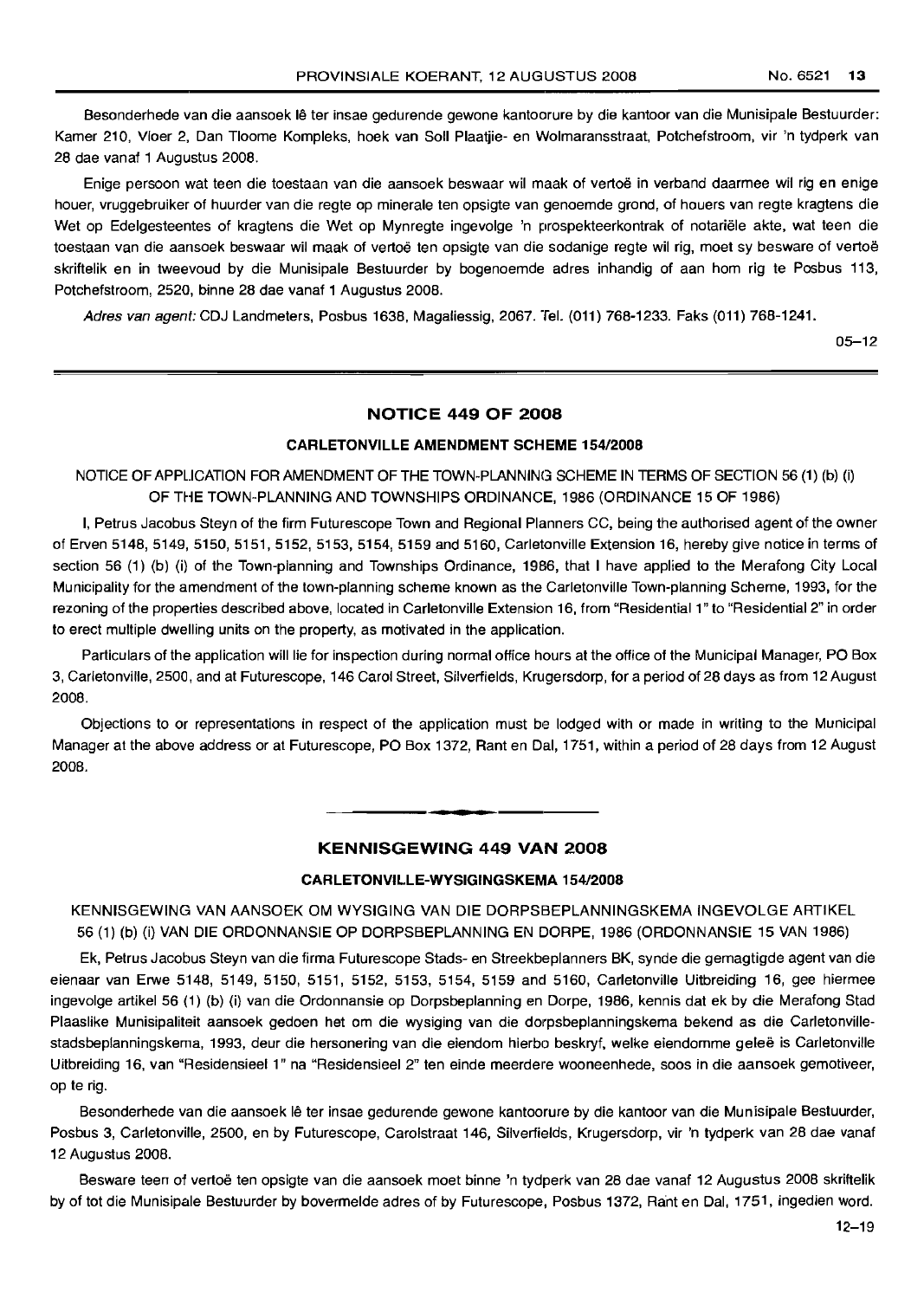Besonderhede van die aansoek lê ter insae gedurende gewone kantoorure by die kantoor van die Munisipale Bestuurder: Kamer 210, Vloer 2, Dan Tloome Kompleks, hoek van Soll Plaatjie- en Wolmaransstraat, Potchefstroom, vir 'n tydperk van 28 dae vanaf 1 Augustus 2008.

Enige persoon wat teen die toestaan van die aansoek beswaar wil maak of vertoë in verband daarmee wil rig en enige houer, vruggebruiker of huurder van die regte op minerale ten opsigte van genoemde grond, of houers van regte kragtens die Wet op Edelgesteentes of kragtens die Wet op Mynregte ingevolge 'n prospekteerkontrak of notariële akte, wat teen die toestaan van die aansoek beswaar wil maak of vertoë ten opsigte van die sodanige regte wil rig, moet sy besware of vertoë skriftelik en in tweevoud by die Munisipale Bestuurder by bogenoemde adres inhandig of aan hom rig te Posbus 113, Potchefstroom, 2520, binne 28 dae vanaf 1 Augustus 2008.

*Adres van agent:* CDJ Landmeters, Posbus 1638, Magaliessig, 2067. Tel. (011) 768-1233. Faks (011) 768-1241.

05–12

## NOTICE 449 OF 2008

### CARLETONVILLE AMENDMENT SCHEME 154/2008

NOTICE OF APPLICATION FOR AMENDMENT OF THE TOWN-PLANNING SCHEME IN TERMS OF SECTION 56 (1) (b) (i) OF THE TOWN-PLANNING AND TOWNSHIPS ORDINANCE, 1986 (ORDINANCE 15 OF 1986)

I, Petrus Jacobus Steyn of the firm Futurescope Town and Regional Planners CC, being the authorised agent of the owner of Erven 5148, 5149, 5150, 5151, 5152, 5153, 5154, 5159 and 5160, Carletonville Extension 16, hereby give notice in terms of section 56 (1) (b) (i) of the Town-planning and Townships Ordinance, 1986, that I have applied to the Merafong City Local Municipality for the amendment of the town-planning scheme known as the Carletonville Town-planning Scheme, 1993, for the rezoning of the properties described above, located in Carletonville Extension 16, from "Residential 1" to "Residential 2" in order to erect multiple dwelling units on the property, as motivated in the application.

Particulars of the application will lie for inspection during normal office hours at the office of the Municipal Manager, PO Box 3, Carletonville, 2500, and at Futurescope, 146 Carol Street, Silverfields, Krugersdorp, for a period of 28 days as from 12 August 2008.

Objections to or representations in respect of the application must be lodged with or made in writing to the Municipal Manager at the above address or at Futurescope, PO Box 1372, Rant en Dal, 1751, within a period of 28 days from 12 August 2008.

## KENNISGEWING 449 VAN 2008

### CARLETONVILLE-WYSIGINGSKEMA 154/2008

KENNISGEWING VAN AANSOEK OM WYSIGING VAN DIE DORPSBEPLANNINGSKEMA INGEVOLGE ARTIKEL 56 (1) (b) (i) VAN DIE ORDONNANSIE OP DORPSBEPLANNING EN DORPE, 1986 (ORDONNANSIE 15 VAN 1986)

Ek, Petrus Jacobus Steyn van die firma Futurescope Stads- en Streekbeplanners BK, synde die gemagtigde agent van die eienaar van Erwe 5148, 5149, 5150, 5151, 5152, 5153, 5154, 5159 and 5160, Carletonville Uitbreiding 16, gee hiermee ingevolge artikel 56 (1) (b) (i) van die Ordonnansie op Dorpsbeplanning en Dorpe, 1986, kennis dat ek by die Merafong Stad Plaaslike Munisipaliteit aansoek gedoen het om die wysiging van die dorpsbeplanningskema bekend as die Carletonville-stadsbeplanningskema, 1993, deur die hersonering van die eiendom hierbo beskryf, welke eiendomme geleë is Carletonville Uitbreiding 16, van "Residensieel 1" na "Residensieel 2" ten einde meerdere wooneenhede, soos in die aansoek gemotiveer, op te rig.

Besonderhede van die aansoek lê ter insae gedurende gewone kantoorure by die kantoor van die Munisipale Bestuurder, Posbus 3, Carletonville, 2500, en by Futurescope, Carolstraat 146, Silverfields, Krugersdorp, vir 'n tydperk van 28 dae vanaf 12 Augustus 2008.

Besware teen of vertoë ten opsigte van die aansoek moet binne 'n tydperk van 28 dae vanaf 12 Augustus 2008 skriftelik by of tot die Munisipale Bestuurder by bovermelde adres of by Futurescope, Posbus 1372, Rant en Dal, 1751, ingedien word.

12–19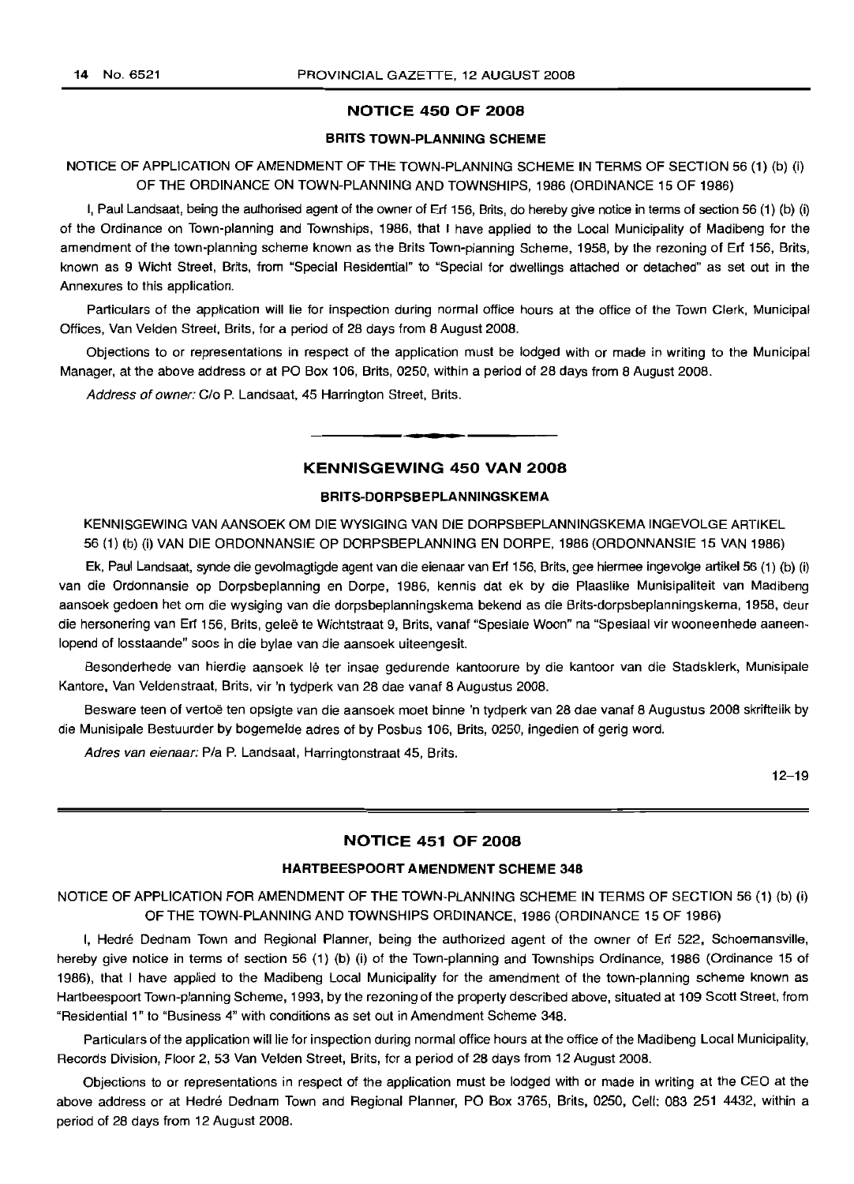## NOTICE 450 OF 2008

### BRITS TOWN-PLANNING SCHEME

NOTICE OF APPLICATION OF AMENDMENT OF THE TOWN-PLANNING SCHEME IN TERMS OF SECTION 56 (1) (b) (i) OF THE ORDINANCE ON TOWN-PLANNING AND TOWNSHIPS, 1986 (ORDINANCE 15 OF 1986)

I, Paul Landsaat, being the authorised agent of the owner of Erf 156, Brits, do hereby give notice in terms of section 56 (1) (b) (i) of the Ordinance on Town-planning and Townships, 1986, that I have applied to the Local Municipality of Madibeng for the amendment of the town-planning scheme known as the Brits Town-planning Scheme, 1958, by the rezoning of Erf 156, Brits, known as 9 Wicht Street, Brits, from "Special Residential" to "Special for dwellings attached or detached" as set out in the Annexures to this application.

Particulars of the application will lie for inspection during normal office hours at the office of the Town Clerk, Municipal Offices, Van Velden Street, Brits, for a period of 28 days from 8 August 2008.

Objections to or representations in respect of the application must be lodged with or made in writing to the Municipal Manager, at the above address or at PO Box 106, Brits, 0250, within a period of 28 days from 8 August 2008.

*Address of owner:* C/o P. Landsaat, 45 Harrington Street, Brits.

---

## KENNISGEWING 450 VAN 2008

### BRITS-DORPSBEPLANNINGSKEMA

KENNISGEWING VAN AANSOEK OM DIE WYSIGING VAN DIE DORPSBEPLANNINGSKEMA INGEVOLGE ARTIKEL 56 (1) (b) (i) VAN DIE ORDONNANSIE OP DORPSBEPLANNING EN DORPE, 1986 (ORDONNANSIE 15 VAN 1986)

Ek, Paul Landsaat, synde die gevolmagtigde agent van die eienaar van Erf 156, Brits, gee hiermee ingevolge artikel 56 (1) (b) (i) van die Ordonnansie op Dorpsbeplanning en Dorpe, 1986, kennis dat ek by die Plaaslike Munisipaliteit van Madibeng aansoek gedoen het om die wysiging van die dorpsbeplanningskema bekend as die Brits-dorpsbeplanningskema, 1958, deur die hersonering van Erf 156, Brits, geleë te Wichtstraat 9, Brits, vanaf "Spesiale Woon" na "Spesiaal vir wooneenhede aaneenlopend of losstaande" soos in die bylae van die aansoek uiteengesit.

Besonderhede van hierdie aansoek lê ter insae gedurende kantoorure by die kantoor van die Stadsklerk, Munisipale Kantore, Van Veldenstraat, Brits, vir 'n tydperk van 28 dae vanaf 8 Augustus 2008.

Besware teen of vertoë ten opsigte van die aansoek moet binne 'n tydperk van 28 dae vanaf 8 Augustus 2008 skriftelik by die Munisipale Bestuurder by bogemelde adres of by Posbus 106, Brits, 0250, ingedien of gerig word.

*Adres van eienaar:* P/a P. Landsaat, Harringtonstraat 45, Brits.

12–19

---

## NOTICE 451 OF 2008

### HARTBEESPOORT AMENDMENT SCHEME 348

NOTICE OF APPLICATION FOR AMENDMENT OF THE TOWN-PLANNING SCHEME IN TERMS OF SECTION 56 (1) (b) (i) OF THE TOWN-PLANNING AND TOWNSHIPS ORDINANCE, 1986 (ORDINANCE 15 OF 1986)

I, Hedré Dednam Town and Regional Planner, being the authorized agent of the owner of Erf 522, Schoemansville, hereby give notice in terms of section 56 (1) (b) (i) of the Town-planning and Townships Ordinance, 1986 (Ordinance 15 of 1986), that I have applied to the Madibeng Local Municipality for the amendment of the town-planning scheme known as Hartbeespoort Town-planning Scheme, 1993, by the rezoning of the property described above, situated at 109 Scott Street, from "Residential 1" to "Business 4" with conditions as set out in Amendment Scheme 348.

Particulars of the application will lie for inspection during normal office hours at the office of the Madibeng Local Municipality, Records Division, Floor 2, 53 Van Velden Street, Brits, for a period of 28 days from 12 August 2008.

Objections to or representations in respect of the application must be lodged with or made in writing at the CEO at the above address or at Hedré Dednam Town and Regional Planner, PO Box 3765, Brits, 0250, Cell: 083 251 4432, within a period of 28 days from 12 August 2008.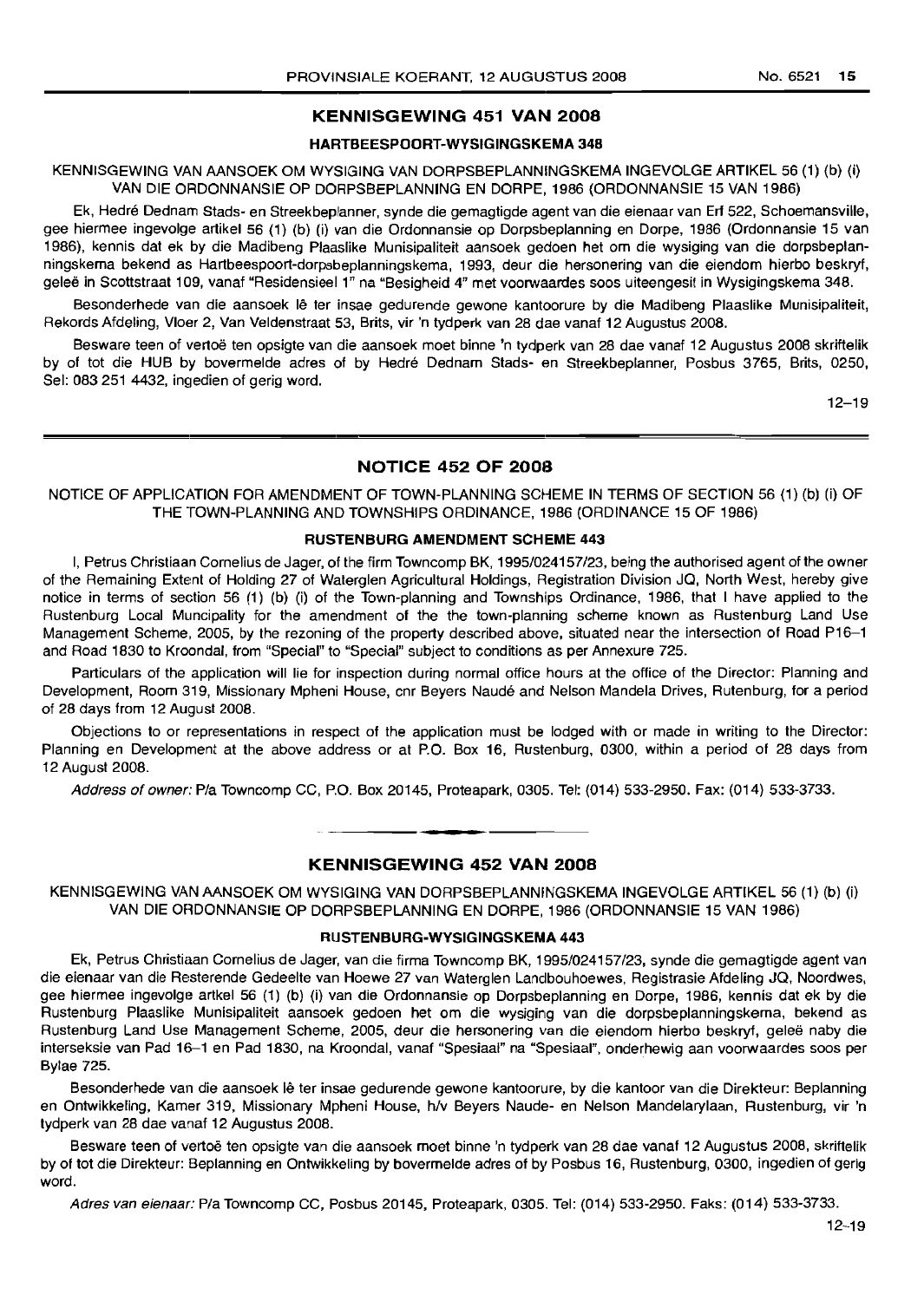## KENNISGEWING 451 VAN 2008

### HARTBEESPOORT-WYSIGINGSKEMA 348

KENNISGEWING VAN AANSOEK OM WYSIGING VAN DORPSBEPLANNINGSKEMA INGEVOLGE ARTIKEL 56 (1) (b) (i) VAN DIE ORDONNANSIE OP DORPSBEPLANNING EN DORPE, 1986 (ORDONNANSIE 15 VAN 1986)

Ek, Hedré Dednam Stads- en Streekbeplanner, synde die gemagtigde agent van die eienaar van Erf 522, Schoemansville, gee hiermee ingevolge artikel 56 (1) (b) (i) van die Ordonnansie op Dorpsbeplanning en Dorpe, 1986 (Ordonnansie 15 van 1986), kennis dat ek by die Madibeng Plaaslike Munisipaliteit aansoek gedoen het om die wysiging van die dorpsbeplanningskema bekend as Hartbeespoort-dorpsbeplanningskema, 1993, deur die hersonering van die eiendom hierbo beskryf, geleë in Scottstraat 109, vanaf "Residensieel 1" na "Besigheid 4" met voorwaardes soos uiteengesit in Wysigingskema 348.

Besonderhede van die aansoek lê ter insae gedurende gewone kantoorure by die Madibeng Plaaslike Munisipaliteit, Rekords Afdeling, Vloer 2, Van Veldenstraat 53, Brits, vir 'n tydperk van 28 dae vanaf 12 Augustus 2008.

Besware teen of vertoë ten opsigte van die aansoek moet binne 'n tydperk van 28 dae vanaf 12 Augustus 2008 skriftelik by of tot die HUB by bovermelde adres of by Hedré Dednam Stads- en Streekbeplanner, Posbus 3765, Brits, 0250, Sel: 083 251 4432, ingedien of gerig word.

12–19

---

## NOTICE 452 OF 2008

NOTICE OF APPLICATION FOR AMENDMENT OF TOWN-PLANNING SCHEME IN TERMS OF SECTION 56 (1) (b) (i) OF THE TOWN-PLANNING AND TOWNSHIPS ORDINANCE, 1986 (ORDINANCE 15 OF 1986)

### RUSTENBURG AMENDMENT SCHEME 443

I, Petrus Christiaan Cornelius de Jager, of the firm Towncomp BK, 1995/024157/23, being the authorised agent of the owner of the Remaining Extent of Holding 27 of Waterglen Agricultural Holdings, Registration Division JQ, North West, hereby give notice in terms of section 56 (1) (b) (i) of the Town-planning and Townships Ordinance, 1986, that I have applied to the Rustenburg Local Muncipality for the amendment of the the town-planning scheme known as Rustenburg Land Use Management Scheme, 2005, by the rezoning of the property described above, situated near the intersection of Road P16–1 and Road 1830 to Kroondal, from "Special" to "Special" subject to conditions as per Annexure 725.

Particulars of the application will lie for inspection during normal office hours at the office of the Director: Planning and Development, Room 319, Missionary Mpheni House, cnr Beyers Naudé and Nelson Mandela Drives, Rutenburg, for a period of 28 days from 12 August 2008.

Objections to or representations in respect of the application must be lodged with or made in writing to the Director: Planning en Development at the above address or at P.O. Box 16, Rustenburg, 0300, within a period of 28 days from 12 August 2008.

*Address of owner:* P/a Towncomp CC, P.O. Box 20145, Proteapark, 0305. Tel: (014) 533-2950. Fax: (014) 533-3733.

---

## KENNISGEWING 452 VAN 2008

KENNISGEWING VAN AANSOEK OM WYSIGING VAN DORPSBEPLANNINGSKEMA INGEVOLGE ARTIKEL 56 (1) (b) (i) VAN DIE ORDONNANSIE OP DORPSBEPLANNING EN DORPE, 1986 (ORDONNANSIE 15 VAN 1986)

### RUSTENBURG-WYSIGINGSKEMA 443

Ek, Petrus Christiaan Cornelius de Jager, van die firma Towncomp BK, 1995/024157/23, synde die gemagtigde agent van die eienaar van die Resterende Gedeelte van Hoewe 27 van Waterglen Landbouhoewes, Registrasie Afdeling JQ, Noordwes, gee hiermee ingevolge artkel 56 (1) (b) (i) van die Ordonnansie op Dorpsbeplanning en Dorpe, 1986, kennis dat ek by die Rustenburg Plaaslike Munisipaliteit aansoek gedoen het om die wysiging van die dorpsbeplanningskema, bekend as Rustenburg Land Use Management Scheme, 2005, deur die hersonering van die eiendom hierbo beskryf, geleë naby die interseksie van Pad 16–1 en Pad 1830, na Kroondal, vanaf "Spesiaal" na "Spesiaal", onderhewig aan voorwaardes soos per Bylae 725.

Besonderhede van die aansoek lê ter insae gedurende gewone kantoorure, by die kantoor van die Direkteur: Beplanning en Ontwikkeling, Kamer 319, Missionary Mpheni House, h/v Beyers Naude- en Nelson Mandelarylaan, Rustenburg, vir 'n tydperk van 28 dae vanaf 12 Augustus 2008.

Besware teen of vertoë ten opsigte van die aansoek moet binne 'n tydperk van 28 dae vanaf 12 Augustus 2008, skriftelik by of tot die Direkteur: Beplanning en Ontwikkeling by bovermelde adres of by Posbus 16, Rustenburg, 0300, ingedien of gerig word.

*Adres van eienaar:* P/a Towncomp CC, Posbus 20145, Proteapark, 0305. Tel: (014) 533-2950. Faks: (014) 533-3733.

12–19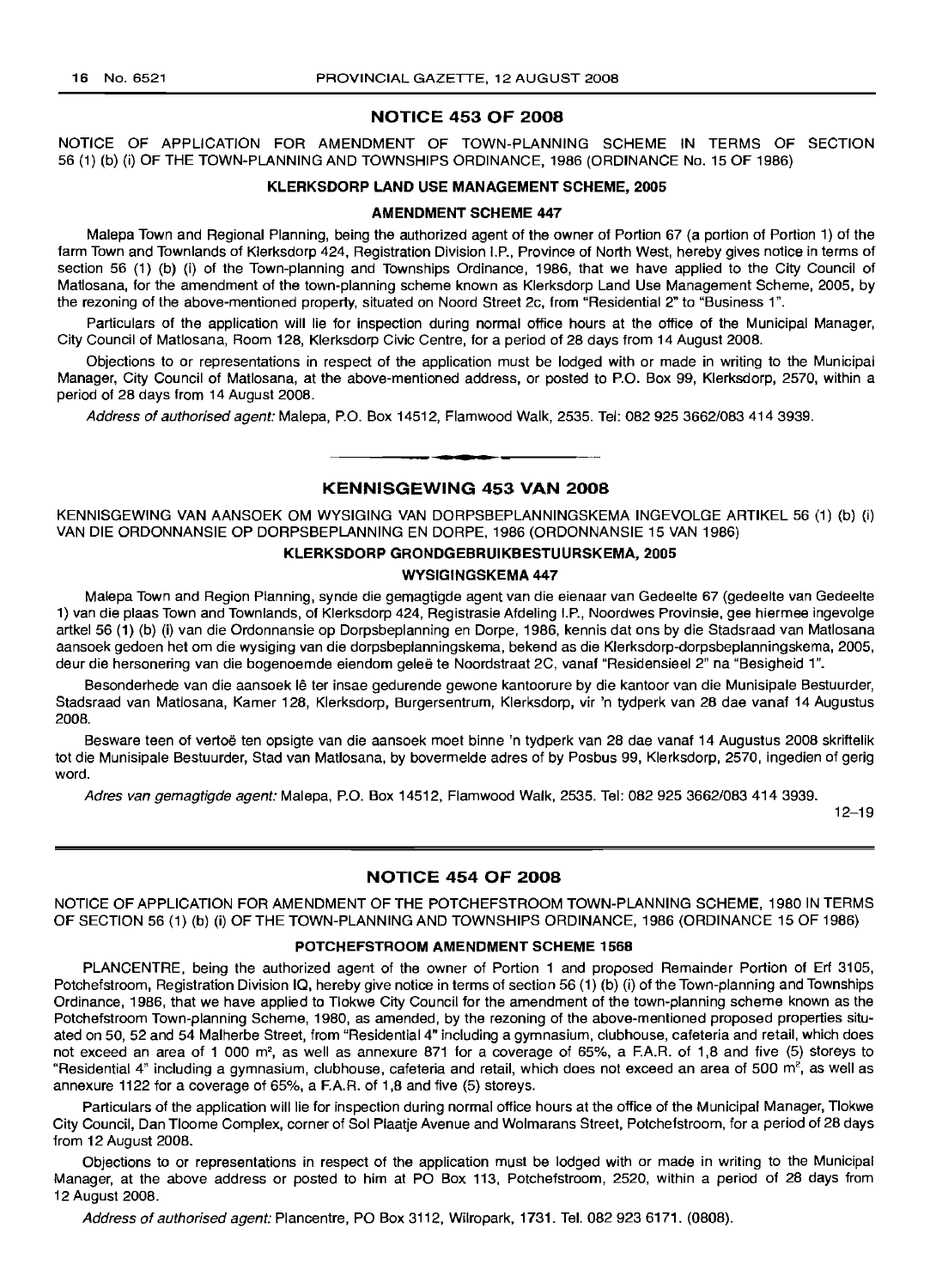## NOTICE 453 OF 2008

NOTICE OF APPLICATION FOR AMENDMENT OF TOWN-PLANNING SCHEME IN TERMS OF SECTION 56 (1) (b) (i) OF THE TOWN-PLANNING AND TOWNSHIPS ORDINANCE, 1986 (ORDINANCE No. 15 OF 1986)

### KLERKSDORP LAND USE MANAGEMENT SCHEME, 2005

### AMENDMENT SCHEME 447

Malepa Town and Regional Planning, being the authorized agent of the owner of Portion 67 (a portion of Portion 1) of the farm Town and Townlands of Klerksdorp 424, Registration Division I.P., Province of North West, hereby gives notice in terms of section 56 (1) (b) (i) of the Town-planning and Townships Ordinance, 1986, that we have applied to the City Council of Matlosana, for the amendment of the town-planning scheme known as Klerksdorp Land Use Management Scheme, 2005, by the rezoning of the above-mentioned property, situated on Noord Street 2c, from "Residential 2" to "Business 1".

Particulars of the application will lie for inspection during normal office hours at the office of the Municipal Manager, City Council of Matlosana, Room 128, Klerksdorp Civic Centre, for a period of 28 days from 14 August 2008.

Objections to or representations in respect of the application must be lodged with or made in writing to the Municipal Manager, City Council of Matlosana, at the above-mentioned address, or posted to P.O. Box 99, Klerksdorp, 2570, within a period of 28 days from 14 August 2008.

*Address of authorised agent:* Malepa, P.O. Box 14512, Flamwood Walk, 2535. Tel: 082 925 3662/083 414 3939.

## KENNISGEWING 453 VAN 2008

KENNISGEWING VAN AANSOEK OM WYSIGING VAN DORPSBEPLANNINGSKEMA INGEVOLGE ARTIKEL 56 (1) (b) (i) VAN DIE ORDONNANSIE OP DORPSBEPLANNING EN DORPE, 1986 (ORDONNANSIE 15 VAN 1986)

### KLERKSDORP GRONDGEBRUIKBESTUURSKEMA, 2005

### WYSIGINGSKEMA 447

Malepa Town and Region Planning, synde die gemagtigde agent van die eienaar van Gedeelte 67 (gedeelte van Gedeelte 1) van die plaas Town and Townlands, of Klerksdorp 424, Registrasie Afdeling I.P., Noordwes Provinsie, gee hiermee ingevolge artkel 56 (1) (b) (i) van die Ordonnansie op Dorpsbeplanning en Dorpe, 1986, kennis dat ons by die Stadsraad van Matlosana aansoek gedoen het om die wysiging van die dorpsbeplanningskema, bekend as die Klerksdorp-dorpsbeplanningskema, 2005, deur die hersonering van die bogenoemde eiendom geleë te Noordstraat 2C, vanaf "Residensieel 2" na "Besigheid 1".

Besonderhede van die aansoek lê ter insae gedurende gewone kantoorure by die kantoor van die Munisipale Bestuurder, Stadsraad van Matlosana, Kamer 128, Klerksdorp, Burgersentrum, Klerksdorp, vir 'n tydperk van 28 dae vanaf 14 Augustus 2008.

Besware teen of vertoë ten opsigte van die aansoek moet binne 'n tydperk van 28 dae vanaf 14 Augustus 2008 skriftelik tot die Munisipale Bestuurder, Stad van Matlosana, by bovermelde adres of by Posbus 99, Klerksdorp, 2570, ingedien of gerig word.

*Adres van gemagtigde agent:* Malepa, P.O. Box 14512, Flamwood Walk, 2535. Tel: 082 925 3662/083 414 3939.

12–19

## NOTICE 454 OF 2008

NOTICE OF APPLICATION FOR AMENDMENT OF THE POTCHEFSTROOM TOWN-PLANNING SCHEME, 1980 IN TERMS OF SECTION 56 (1) (b) (i) OF THE TOWN-PLANNING AND TOWNSHIPS ORDINANCE, 1986 (ORDINANCE 15 OF 1986)

### POTCHEFSTROOM AMENDMENT SCHEME 1568

PLANCENTRE, being the authorized agent of the owner of Portion 1 and proposed Remainder Portion of Erf 3105, Potchefstroom, Registration Division IQ, hereby give notice in terms of section 56 (1) (b) (i) of the Town-planning and Townships Ordinance, 1986, that we have applied to Tlokwe City Council for the amendment of the town-planning scheme known as the Potchefstroom Town-planning Scheme, 1980, as amended, by the rezoning of the above-mentioned proposed properties situated on 50, 52 and 54 Malherbe Street, from "Residential 4" including a gymnasium, clubhouse, cafeteria and retail, which does not exceed an area of 1 000 m², as well as annexure 871 for a coverage of 65%, a F.A.R. of 1,8 and five (5) storeys to "Residential 4" including a gymnasium, clubhouse, cafeteria and retail, which does not exceed an area of 500 m², as well as annexure 1122 for a coverage of 65%, a F.A.R. of 1,8 and five (5) storeys.

Particulars of the application will lie for inspection during normal office hours at the office of the Municipal Manager, Tlokwe City Council, Dan Tloome Complex, corner of Sol Plaatje Avenue and Wolmarans Street, Potchefstroom, for a period of 28 days from 12 August 2008.

Objections to or representations in respect of the application must be lodged with or made in writing to the Municipal Manager, at the above address or posted to him at PO Box 113, Potchefstroom, 2520, within a period of 28 days from 12 August 2008.

*Address of authorised agent:* Plancentre, PO Box 3112, Wilropark, 1731. Tel. 082 923 6171. (0808).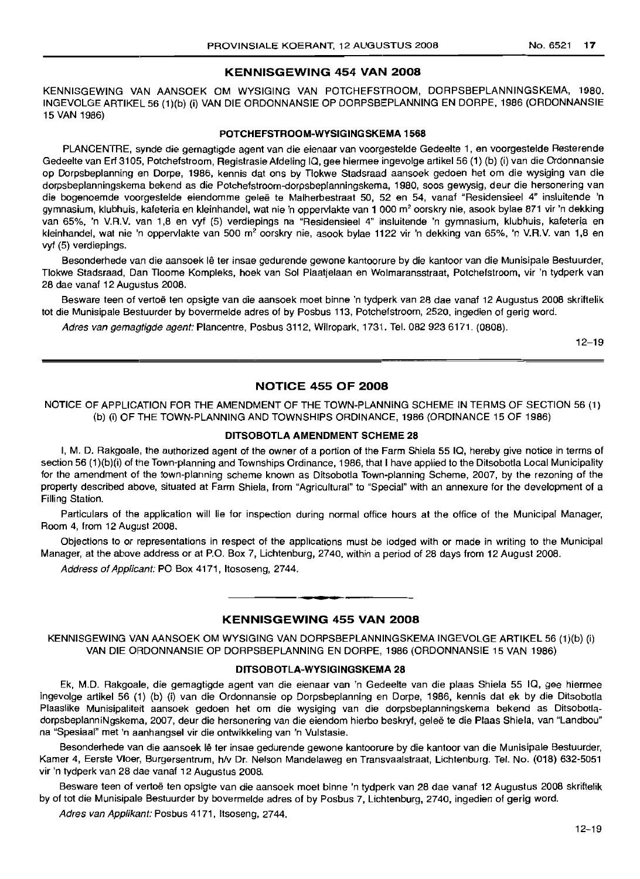## KENNISGEWING 454 VAN 2008

KENNISGEWING VAN AANSOEK OM WYSIGING VAN POTCHEFSTROOM, DORPSBEPLANNINGSKEMA, 1980. INGEVOLGE ARTIKEL 56 (1)(b) (i) VAN DIE ORDONNANSIE OP DORPSBEPLANNING EN DORPE, 1986 (ORDONNANSIE 15 VAN 1986)

### POTCHEFSTROOM-WYSIGINGSKEMA 1568

PLANCENTRE, synde die gemagtigde agent van die eienaar van voorgestelde Gedeelte 1, en voorgestelde Resterende Gedeelte van Erf 3105, Potchefstroom, Registrasie Afdeling IQ, gee hiermee ingevolge artikel 56 (1) (b) (i) van die Ordonnansie op Dorpsbeplanning en Dorpe, 1986, kennis dat ons by Tlokwe Stadsraad aansoek gedoen het om die wysiging van die dorpsbeplanningskema bekend as die Potchefstroom-dorpsbeplanningskema, 1980, soos gewysig, deur die hersonering van die bogenoemde voorgestelde eiendomme geleë te Malherbestraat 50, 52 en 54, vanaf "Residensieel 4" insluitende 'n gymnasium, klubhuis, kafeteria en kleinhandel, wat nie 'n oppervlakte van 1 000 m² oorskry nie, asook bylae 871 vir 'n dekking van 65%, 'n V.R.V. van 1,8 en vyf (5) verdiepings na "Residensieel 4" insluitende 'n gymnasium, klubhuis, kafeteria en kleinhandel, wat nie 'n oppervlakte van 500 m² oorskry nie, asook bylae 1122 vir 'n dekking van 65%, 'n V.R.V. van 1,8 en vyf (5) verdiepings.

Besonderhede van die aansoek lê ter insae gedurende gewone kantoorure by die kantoor van die Munisipale Bestuurder, Tlokwe Stadsraad, Dan Tloome Kompleks, hoek van Sol Plaatjelaan en Wolmaransstraat, Potchefstroom, vir 'n tydperk van 28 dae vanaf 12 Augustus 2008.

Besware teen of vertoë ten opsigte van die aansoek moet binne 'n tydperk van 28 dae vanaf 12 Augustus 2008 skriftelik tot die Munisipale Bestuurder by bovermelde adres of by Posbus 113, Potchefstroom, 2520, ingedien of gerig word.

*Adres van gemagtigde agent:* Plancentre, Posbus 3112, Wilropark, 1731. Tel. 082 923 6171. (0808).

12–19

---

## NOTICE 455 OF 2008

NOTICE OF APPLICATION FOR THE AMENDMENT OF THE TOWN-PLANNING SCHEME IN TERMS OF SECTION 56 (1) (b) (i) OF THE TOWN-PLANNING AND TOWNSHIPS ORDINANCE, 1986 (ORDINANCE 15 OF 1986)

### DITSOBOTLA AMENDMENT SCHEME 28

I, M. D. Rakgoale, the authorized agent of the owner of a portion of the Farm Shiela 55 IQ, hereby give notice in terms of section 56 (1)(b)(i) of the Town-planning and Townships Ordinance, 1986, that I have applied to the Ditsobotla Local Municipality for the amendment of the town-planning scheme known as Ditsobotla Town-planning Scheme, 2007, by the rezoning of the property described above, situated at Farm Shiela, from "Agricultural" to "Special" with an annexure for the development of a Filling Station.

Particulars of the application will lie for inspection during normal office hours at the office of the Municipal Manager, Room 4, from 12 August 2008.

Objections to or representations in respect of the applications must be lodged with or made in writing to the Municipal Manager, at the above address or at P.O. Box 7, Lichtenburg, 2740, within a period of 28 days from 12 August 2008.

*Address of Applicant:* PO Box 4171, Itsoseng, 2744.

---

## KENNISGEWING 455 VAN 2008

KENNISGEWING VAN AANSOEK OM WYSIGING VAN DORPSBEPLANNINGSKEMA INGEVOLGE ARTIKEL 56 (1)(b) (i) VAN DIE ORDONNANSIE OP DORPSBEPLANNING EN DORPE, 1986 (ORDONNANSIE 15 VAN 1986)

### DITSOBOTLA-WYSIGINGSKEMA 28

Ek, M.D. Rakgoale, die gemagtigde agent van die eienaar van 'n Gedeelte van die plaas Shiela 55 IQ, gee hiermee ingevolge artikel 56 (1) (b) (i) van die Ordonnansie op Dorpsbeplanning en Dorpe, 1986, kennis dat ek by die Ditsobotla Plaaslike Munisipaliteit aansoek gedoen het om die wysiging van die dorpsbeplanningskema bekend as Ditsobotla-dorpsbeplanniNgskema, 2007, deur die hersonering van die eiendom hierbo beskryf, geleë te die Plaas Shiela, van "Landbou" na "Spesiaal" met 'n aanhangsel vir die ontwikkeling van 'n Vulstasie.

Besonderhede van die aansoek lê ter insae gedurende gewone kantoorure by die kantoor van die Munisipale Bestuurder, Kamer 4, Eerste Vloer, Burgersentrum, h/v Dr. Nelson Mandelaweg en Transvaalstraat, Lichtenburg. Tel. No. (018) 632-5051 vir 'n tydperk van 28 dae vanaf 12 Augustus 2008.

Besware teen of vertoë ten opsigte van die aansoek moet binne 'n tydperk van 28 dae vanaf 12 Augustus 2008 skriftelik by of tot die Munisipale Bestuurder by bovermelde adres of by Posbus 7, Lichtenburg, 2740, ingedien of gerig word.

*Adres van Applikant:* Posbus 4171, Itsoseng, 2744.

12–19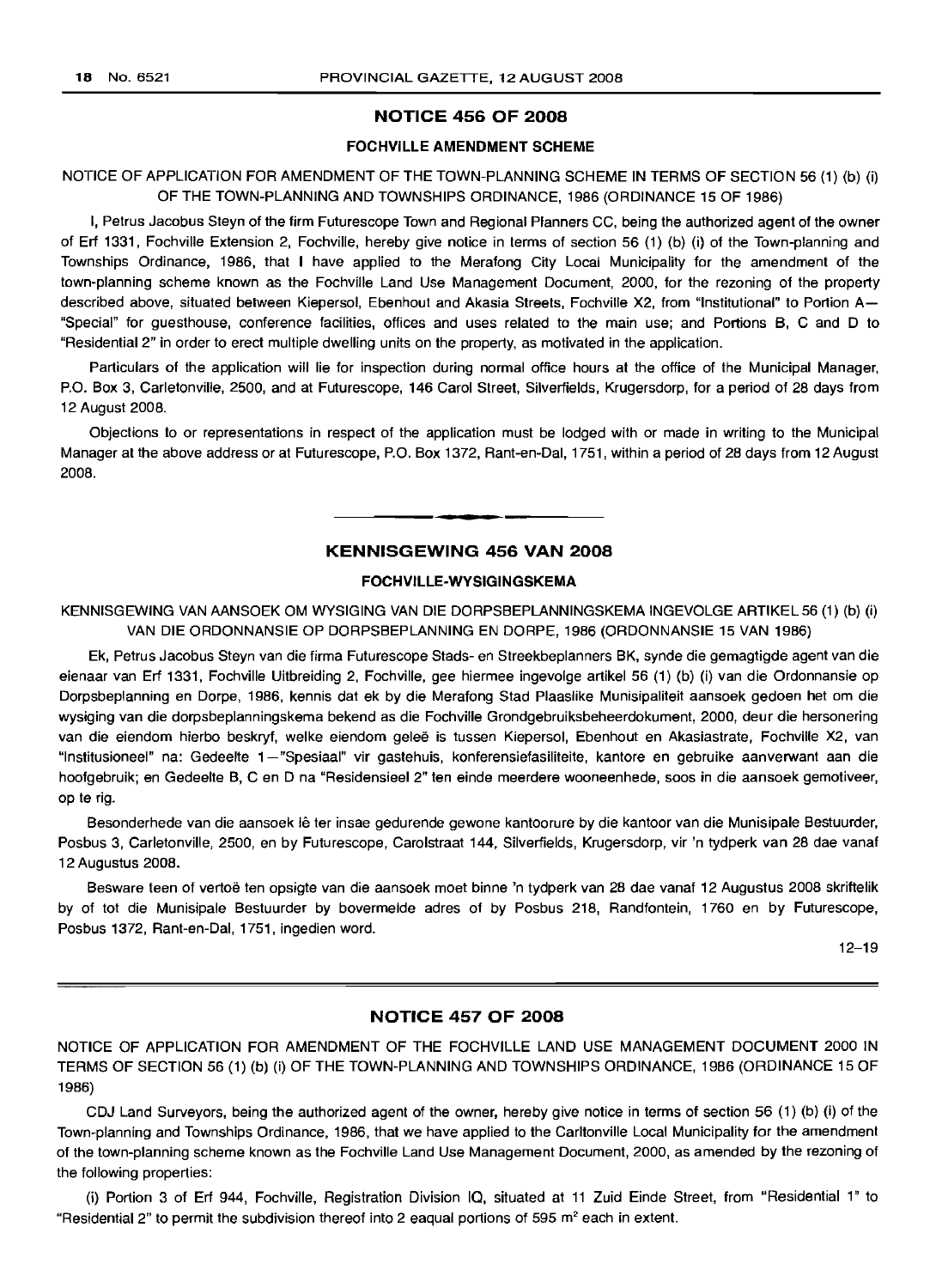## NOTICE 456 OF 2008

### FOCHVILLE AMENDMENT SCHEME

NOTICE OF APPLICATION FOR AMENDMENT OF THE TOWN-PLANNING SCHEME IN TERMS OF SECTION 56 (1) (b) (i) OF THE TOWN-PLANNING AND TOWNSHIPS ORDINANCE, 1986 (ORDINANCE 15 OF 1986)

I, Petrus Jacobus Steyn of the firm Futurescope Town and Regional Planners CC, being the authorized agent of the owner of Erf 1331, Fochville Extension 2, Fochville, hereby give notice in terms of section 56 (1) (b) (i) of the Town-planning and Townships Ordinance, 1986, that I have applied to the Merafong City Local Municipality for the amendment of the town-planning scheme known as the Fochville Land Use Management Document, 2000, for the rezoning of the property described above, situated between Kiepersol, Ebenhout and Akasia Streets, Fochville X2, from "Institutional" to Portion A—"Special" for guesthouse, conference facilities, offices and uses related to the main use; and Portions B, C and D to "Residential 2" in order to erect multiple dwelling units on the property, as motivated in the application.

Particulars of the application will lie for inspection during normal office hours at the office of the Municipal Manager, P.O. Box 3, Carletonville, 2500, and at Futurescope, 146 Carol Street, Silverfields, Krugersdorp, for a period of 28 days from 12 August 2008.

Objections to or representations in respect of the application must be lodged with or made in writing to the Municipal Manager at the above address or at Futurescope, P.O. Box 1372, Rant-en-Dal, 1751, within a period of 28 days from 12 August 2008.

---

## KENNISGEWING 456 VAN 2008

### FOCHVILLE-WYSIGINGSKEMA

KENNISGEWING VAN AANSOEK OM WYSIGING VAN DIE DORPSBEPLANNINGSKEMA INGEVOLGE ARTIKEL 56 (1) (b) (i) VAN DIE ORDONNANSIE OP DORPSBEPLANNING EN DORPE, 1986 (ORDONNANSIE 15 VAN 1986)

Ek, Petrus Jacobus Steyn van die firma Futurescope Stads- en Streekbeplanners BK, synde die gemagtigde agent van die eienaar van Erf 1331, Fochville Uitbreiding 2, Fochville, gee hiermee ingevolge artikel 56 (1) (b) (i) van die Ordonnansie op Dorpsbeplanning en Dorpe, 1986, kennis dat ek by die Merafong Stad Plaaslike Munisipaliteit aansoek gedoen het om die wysiging van die dorpsbeplanningskema bekend as die Fochville Grondgebruiksbeheerdokument, 2000, deur die hersonering van die eiendom hierbo beskryf, welke eiendom geleë is tussen Kiepersol, Ebenhout en Akasiastrate, Fochville X2, van "Institusioneel" na: Gedeelte 1—"Spesiaal" vir gastehuis, konferensiefasiliteite, kantore en gebruike aanverwant aan die hoofgebruik; en Gedeelte B, C en D na "Residensieel 2" ten einde meerdere wooneenhede, soos in die aansoek gemotiveer, op te rig.

Besonderhede van die aansoek lê ter insae gedurende gewone kantoorure by die kantoor van die Munisipale Bestuurder, Posbus 3, Carletonville, 2500, en by Futurescope, Carolstraat 144, Silverfields, Krugersdorp, vir 'n tydperk van 28 dae vanaf 12 Augustus 2008.

Besware teen of vertoë ten opsigte van die aansoek moet binne 'n tydperk van 28 dae vanaf 12 Augustus 2008 skriftelik by of tot die Munisipale Bestuurder by bovermelde adres of by Posbus 218, Randfontein, 1760 en by Futurescope, Posbus 1372, Rant-en-Dal, 1751, ingedien word.

12–19

---

## NOTICE 457 OF 2008

NOTICE OF APPLICATION FOR AMENDMENT OF THE FOCHVILLE LAND USE MANAGEMENT DOCUMENT 2000 IN TERMS OF SECTION 56 (1) (b) (i) OF THE TOWN-PLANNING AND TOWNSHIPS ORDINANCE, 1986 (ORDINANCE 15 OF 1986)

CDJ Land Surveyors, being the authorized agent of the owner, hereby give notice in terms of section 56 (1) (b) (i) of the Town-planning and Townships Ordinance, 1986, that we have applied to the Carltonville Local Municipality for the amendment of the town-planning scheme known as the Fochville Land Use Management Document, 2000, as amended by the rezoning of the following properties:

(i) Portion 3 of Erf 944, Fochville, Registration Division IQ, situated at 11 Zuid Einde Street, from "Residential 1" to "Residential 2" to permit the subdivision thereof into 2 eaqual portions of 595 $m^2$ each in extent.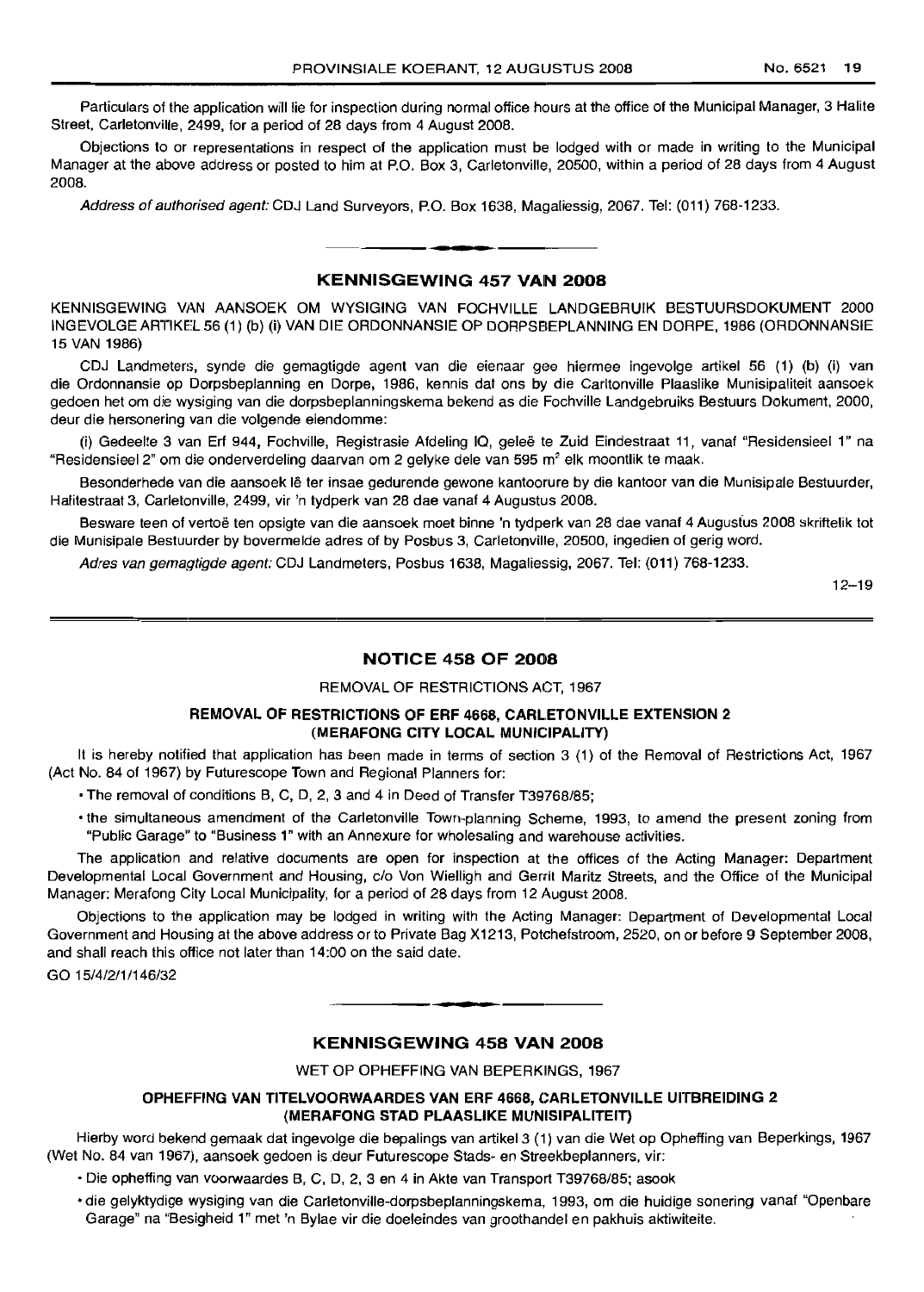Particulars of the application will lie for inspection during normal office hours at the office of the Municipal Manager, 3 Halite Street, Carletonville, 2499, for a period of 28 days from 4 August 2008.

Objections to or representations in respect of the application must be lodged with or made in writing to the Municipal Manager at the above address or posted to him at P.O. Box 3, Carletonville, 20500, within a period of 28 days from 4 August 2008.

*Address of authorised agent:* CDJ Land Surveyors, P.O. Box 1638, Magaliessig, 2067. Tel: (011) 768-1233.

## KENNISGEWING 457 VAN 2008

KENNISGEWING VAN AANSOEK OM WYSIGING VAN FOCHVILLE LANDGEBRUIK BESTUURSDOKUMENT 2000 INGEVOLGE ARTIKEL 56 (1) (b) (i) VAN DIE ORDONNANSIE OP DORPSBEPLANNING EN DORPE, 1986 (ORDONNANSIE 15 VAN 1986)

CDJ Landmeters, synde die gemagtigde agent van die eienaar gee hiermee ingevolge artikel 56 (1) (b) (i) van die Ordonnansie op Dorpsbeplanning en Dorpe, 1986, kennis dat ons by die Carltonville Plaaslike Munisipaliteit aansoek gedoen het om die wysiging van die dorpsbeplanningskema bekend as die Fochville Landgebruiks Bestuurs Dokument, 2000, deur die hersonering van die volgende eiendomme:

(i) Gedeelte 3 van Erf 944, Fochville, Registrasie Afdeling IQ, geleë te Zuid Eindestraat 11, vanaf "Residensieel 1" na "Residensieel 2" om die onderverdeling daarvan om 2 gelyke dele van 595 m² elk moontlik te maak.

Besonderhede van die aansoek lê ter insae gedurende gewone kantoorure by die kantoor van die Munisipale Bestuurder, Halitestraat 3, Carletonville, 2499, vir 'n tydperk van 28 dae vanaf 4 Augustus 2008.

Besware teen of vertoë ten opsigte van die aansoek moet binne 'n tydperk van 28 dae vanaf 4 Augustus 2008 skriftelik tot die Munisipale Bestuurder by bovermelde adres of by Posbus 3, Carletonville, 20500, ingedien of gerig word.

*Adres van gemagtigde agent:* CDJ Landmeters, Posbus 1638, Magaliessig, 2067. Tel: (011) 768-1233.

12–19

## NOTICE 458 OF 2008

REMOVAL OF RESTRICTIONS ACT, 1967

### REMOVAL OF RESTRICTIONS OF ERF 4668, CARLETONVILLE EXTENSION 2 (MERAFONG CITY LOCAL MUNICIPALITY)

It is hereby notified that application has been made in terms of section 3 (1) of the Removal of Restrictions Act, 1967 (Act No. 84 of 1967) by Futurescope Town and Regional Planners for:

- The removal of conditions B, C, D, 2, 3 and 4 in Deed of Transfer T39768/85;
- the simultaneous amendment of the Carletonville Town-planning Scheme, 1993, to amend the present zoning from "Public Garage" to "Business 1" with an Annexure for wholesaling and warehouse activities.

The application and relative documents are open for inspection at the offices of the Acting Manager: Department Developmental Local Government and Housing, c/o Von Wielligh and Gerrit Maritz Streets, and the Office of the Municipal Manager: Merafong City Local Municipality, for a period of 28 days from 12 August 2008.

Objections to the application may be lodged in writing with the Acting Manager: Department of Developmental Local Government and Housing at the above address or to Private Bag X1213, Potchefstroom, 2520, on or before 9 September 2008, and shall reach this office not later than 14:00 on the said date.

GO 15/4/2/1/146/32

## KENNISGEWING 458 VAN 2008

WET OP OPHEFFING VAN BEPERKINGS, 1967

### OPHEFFING VAN TITELVOORWAARDES VAN ERF 4668, CARLETONVILLE UITBREIDING 2 (MERAFONG STAD PLAASLIKE MUNISIPALITEIT)

Hierby word bekend gemaak dat ingevolge die bepalings van artikel 3 (1) van die Wet op Opheffing van Beperkings, 1967 (Wet No. 84 van 1967), aansoek gedoen is deur Futurescope Stads- en Streekbeplanners, vir:

- Die opheffing van voorwaardes B, C, D, 2, 3 en 4 in Akte van Transport T39768/85; asook
- die gelyktydige wysiging van die Carletonville-dorpsbeplanningskema, 1993, om die huidige sonering vanaf "Openbare Garage" na "Besigheid 1" met 'n Bylae vir die doeleindes van groothandel en pakhuis aktiwiteite.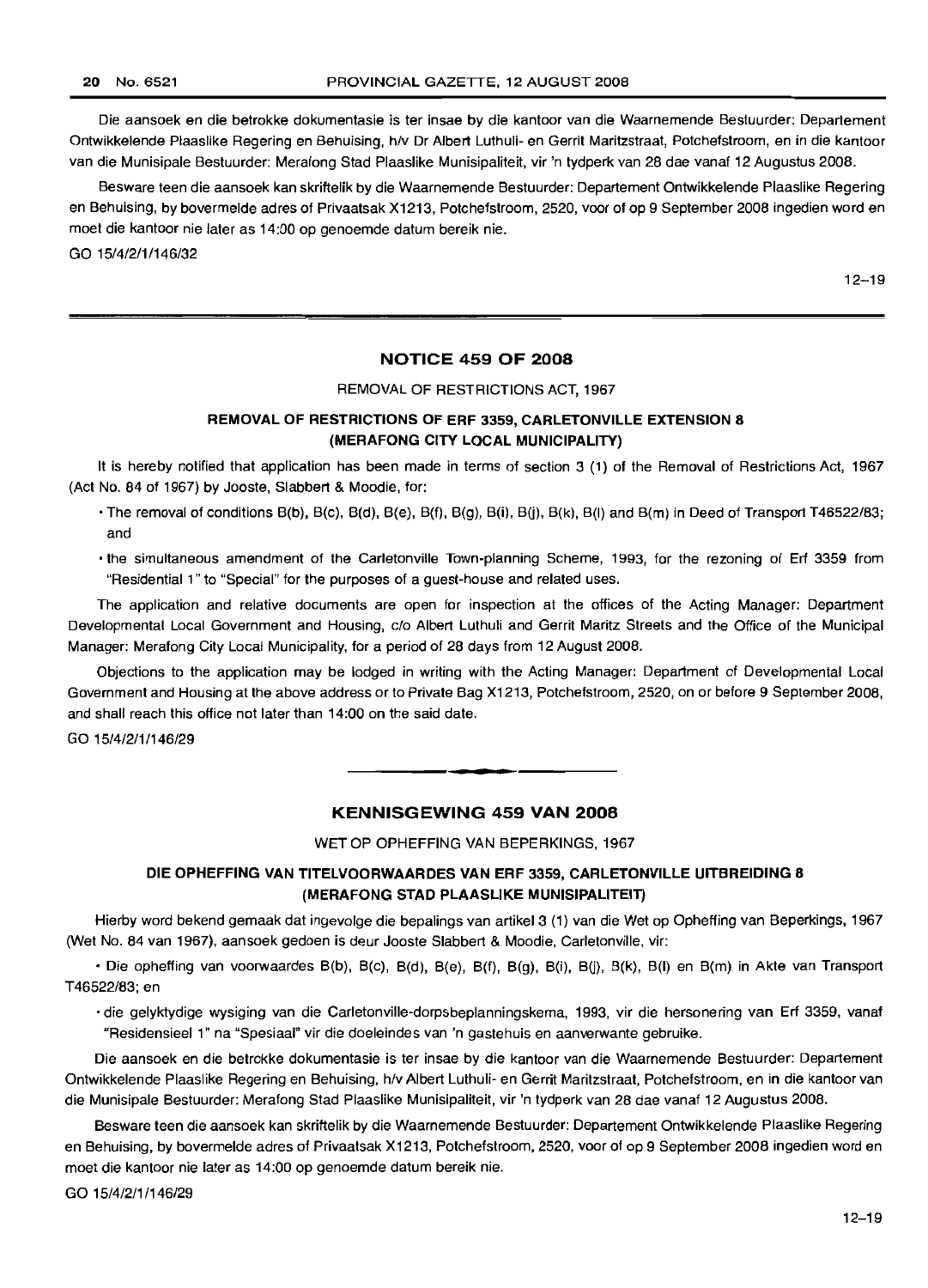Die aansoek en die betrokke dokumentasie is ter insae by die kantoor van die Waarnemende Bestuurder: Departement Ontwikkelende Plaaslike Regering en Behuising, h/v Dr Albert Luthuli- en Gerrit Maritzstraat, Potchefstroom, en in die kantoor van die Munisipale Bestuurder: Merafong Stad Plaaslike Munisipaliteit, vir 'n tydperk van 28 dae vanaf 12 Augustus 2008.

Besware teen die aansoek kan skriftelik by die Waarnemende Bestuurder: Departement Ontwikkelende Plaaslike Regering en Behuising, by bovermelde adres of Privaatsak X1213, Potchefstroom, 2520, voor of op 9 September 2008 ingedien word en moet die kantoor nie later as 14:00 op genoemde datum bereik nie.

GO 15/4/2/1/146/32

12–19

## NOTICE 459 OF 2008

REMOVAL OF RESTRICTIONS ACT, 1967

### REMOVAL OF RESTRICTIONS OF ERF 3359, CARLETONVILLE EXTENSION 8 (MERAFONG CITY LOCAL MUNICIPALITY)

It is hereby notified that application has been made in terms of section 3 (1) of the Removal of Restrictions Act, 1967 (Act No. 84 of 1967) by Jooste, Slabbert & Moodie, for:

- The removal of conditions B(b), B(c), B(d), B(e), B(f), B(g), B(i), B(j), B(k), B(l) and B(m) in Deed of Transport T46522/83; and
- the simultaneous amendment of the Carletonville Town-planning Scheme, 1993, for the rezoning of Erf 3359 from "Residential 1" to "Special" for the purposes of a guest-house and related uses.

The application and relative documents are open for inspection at the offices of the Acting Manager: Department Developmental Local Government and Housing, c/o Albert Luthuli and Gerrit Maritz Streets and the Office of the Municipal Manager: Merafong City Local Municipality, for a period of 28 days from 12 August 2008.

Objections to the application may be lodged in writing with the Acting Manager: Department of Developmental Local Government and Housing at the above address or to Private Bag X1213, Potchefstroom, 2520, on or before 9 September 2008, and shall reach this office not later than 14:00 on the said date.

GO 15/4/2/1/146/29

## KENNISGEWING 459 VAN 2008

WET OP OPHEFFING VAN BEPERKINGS, 1967

### DIE OPHEFFING VAN TITELVOORWAARDES VAN ERF 3359, CARLETONVILLE UITBREIDING 8 (MERAFONG STAD PLAASLIKE MUNISIPALITEIT)

Hierby word bekend gemaak dat ingevolge die bepalings van artikel 3 (1) van die Wet op Opheffing van Beperkings, 1967 (Wet No. 84 van 1967), aansoek gedoen is deur Jooste Slabbert & Moodie, Carletonville, vir:

- Die opheffing van voorwaardes B(b), B(c), B(d), B(e), B(f), B(g), B(i), B(j), B(k), B(l) en B(m) in Akte van Transport T46522/83; en
- die gelyktydige wysiging van die Carletonville-dorpsbeplanningskema, 1993, vir die hersonering van Erf 3359, vanaf "Residensieel 1" na "Spesiaal" vir die doeleindes van 'n gastehuis en aanverwante gebruike.

Die aansoek en die betrokke dokumentasie is ter insae by die kantoor van die Waarnemende Bestuurder: Departement Ontwikkelende Plaaslike Regering en Behuising, h/v Albert Luthuli- en Gerrit Maritzstraat, Potchefstroom, en in die kantoor van die Munisipale Bestuurder: Merafong Stad Plaaslike Munisipaliteit, vir 'n tydperk van 28 dae vanaf 12 Augustus 2008.

Besware teen die aansoek kan skriftelik by die Waarnemende Bestuurder: Departement Ontwikkelende Plaaslike Regering en Behuising, by bovermelde adres of Privaatsak X1213, Potchefstroom, 2520, voor of op 9 September 2008 ingedien word en moet die kantoor nie later as 14:00 op genoemde datum bereik nie.

GO 15/4/2/1/146/29

12–19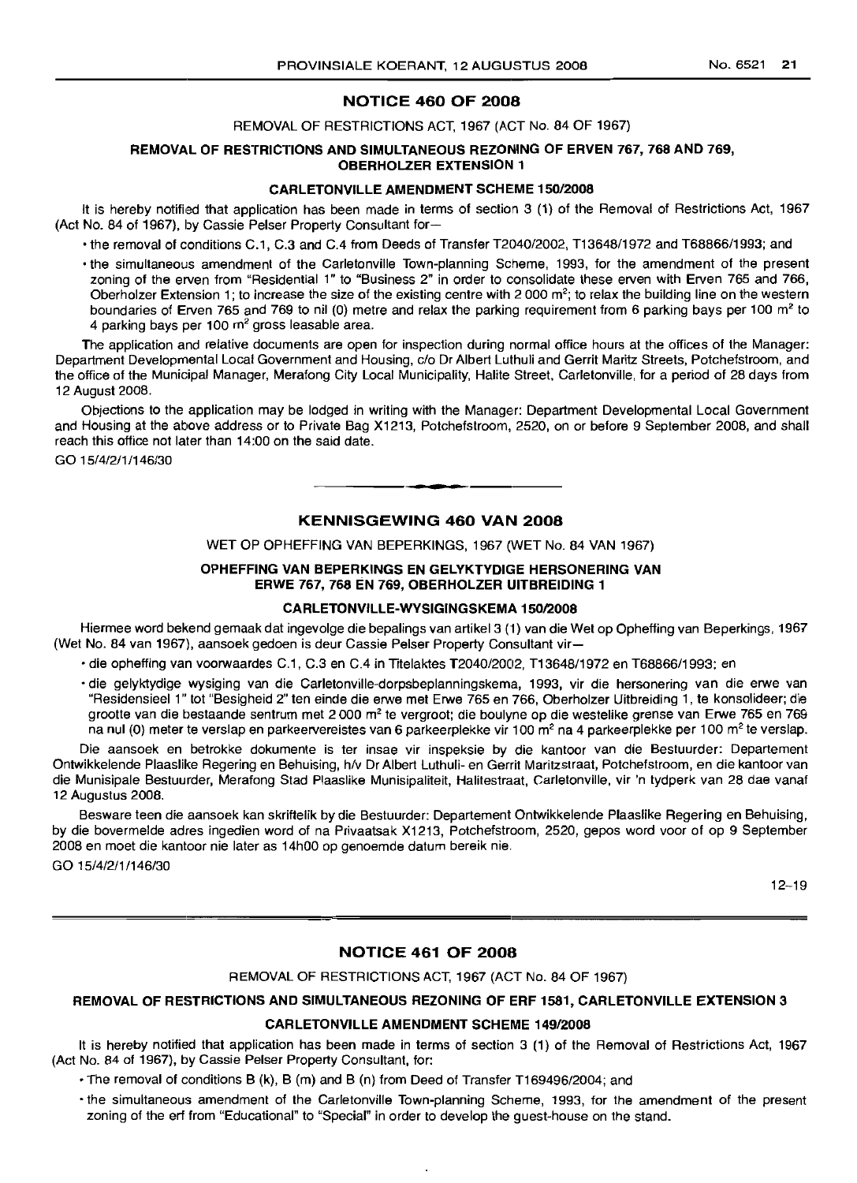## NOTICE 460 OF 2008

REMOVAL OF RESTRICTIONS ACT, 1967 (ACT No. 84 OF 1967)

**REMOVAL OF RESTRICTIONS AND SIMULTANEOUS REZONING OF ERVEN 767, 768 AND 769, OBERHOLZER EXTENSION 1**

**CARLETONVILLE AMENDMENT SCHEME 150/2008**

It is hereby notified that application has been made in terms of section 3 (1) of the Removal of Restrictions Act, 1967 (Act No. 84 of 1967), by Cassie Pelser Property Consultant for—

- the removal of conditions C.1, C.3 and C.4 from Deeds of Transfer T2040/2002, T13648/1972 and T68866/1993; and
- the simultaneous amendment of the Carletonville Town-planning Scheme, 1993, for the amendment of the present zoning of the erven from "Residential 1" to "Business 2" in order to consolidate these erven with Erven 765 and 766, Oberholzer Extension 1; to increase the size of the existing centre with 2 000 m²; to relax the building line on the western boundaries of Erven 765 and 769 to nil (0) metre and relax the parking requirement from 6 parking bays per 100 m² to 4 parking bays per 100 m² gross leasable area.

The application and relative documents are open for inspection during normal office hours at the offices of the Manager: Department Developmental Local Government and Housing, c/o Dr Albert Luthuli and Gerrit Maritz Streets, Potchefstroom, and the office of the Municipal Manager, Merafong City Local Municipality, Halite Street, Carletonville, for a period of 28 days from 12 August 2008.

Objections to the application may be lodged in writing with the Manager: Department Developmental Local Government and Housing at the above address or to Private Bag X1213, Potchefstroom, 2520, on or before 9 September 2008, and shall reach this office not later than 14:00 on the said date.

GO 15/4/2/1/146/30

---

## KENNISGEWING 460 VAN 2008

WET OP OPHEFFING VAN BEPERKINGS, 1967 (WET No. 84 VAN 1967)

**OPHEFFING VAN BEPERKINGS EN GELYKTYDIGE HERSONERING VAN ERWE 767, 768 EN 769, OBERHOLZER UITBREIDING 1**

**CARLETONVILLE-WYSIGINGSKEMA 150/2008**

Hiermee word bekend gemaak dat ingevolge die bepalings van artikel 3 (1) van die Wet op Opheffing van Beperkings, 1967 (Wet No. 84 van 1967), aansoek gedoen is deur Cassie Pelser Property Consultant vir—

- die opheffing van voorwaardes C.1, C.3 en C.4 in Titelaktes T2040/2002, T13648/1972 en T68866/1993; en
- die gelyktydige wysiging van die Carletonville-dorpsbeplanningskema, 1993, vir die hersonering van die erwe van "Residensieel 1" tot "Besigheid 2" ten einde die erwe met Erwe 765 en 766, Oberholzer Uitbreiding 1, te konsolideer; die grootte van die bestaande sentrum met 2 000 m² te vergroot; die boulyne op die westelike grense van Erwe 765 en 769 na nul (0) meter te verslap en parkeervereistes van 6 parkeerplekke vir 100 m² na 4 parkeerplekke per 100 m² te verslap.

Die aansoek en betrokke dokumente is ter insae vir inspeksie by die kantoor van die Bestuurder: Departement Ontwikkelende Plaaslike Regering en Behuising, h/v Dr Albert Luthuli- en Gerrit Maritzstraat, Potchefstroom, en die kantoor van die Munisipale Bestuurder, Merafong Stad Plaaslike Munisipaliteit, Halitestraat, Carletonville, vir 'n tydperk van 28 dae vanaf 12 Augustus 2008.

Besware teen die aansoek kan skriftelik by die Bestuurder: Departement Ontwikkelende Plaaslike Regering en Behuising, by die bovermelde adres ingedien word of na Privaatsak X1213, Potchefstroom, 2520, gepos word voor of op 9 September 2008 en moet die kantoor nie later as 14h00 op genoemde datum bereik nie.

GO 15/4/2/1/146/30

12–19

---

## NOTICE 461 OF 2008

REMOVAL OF RESTRICTIONS ACT, 1967 (ACT No. 84 OF 1967)

**REMOVAL OF RESTRICTIONS AND SIMULTANEOUS REZONING OF ERF 1581, CARLETONVILLE EXTENSION 3**

**CARLETONVILLE AMENDMENT SCHEME 149/2008**

It is hereby notified that application has been made in terms of section 3 (1) of the Removal of Restrictions Act, 1967 (Act No. 84 of 1967), by Cassie Pelser Property Consultant, for:

- The removal of conditions B (k), B (m) and B (n) from Deed of Transfer T169496/2004; and
- the simultaneous amendment of the Carletonville Town-planning Scheme, 1993, for the amendment of the present zoning of the erf from "Educational" to "Special" in order to develop the guest-house on the stand.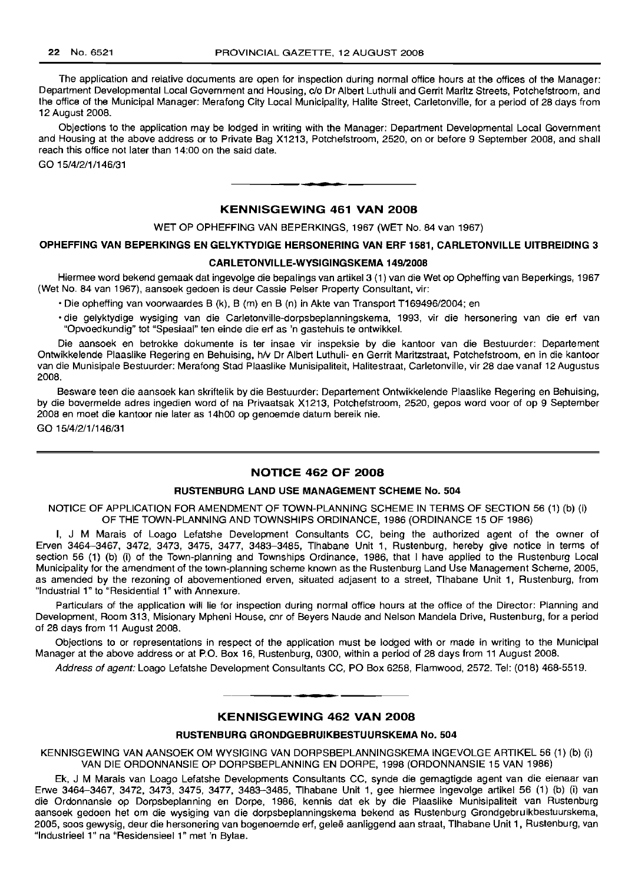The application and relative documents are open for inspection during normal office hours at the offices of the Manager: Department Developmental Local Government and Housing, c/o Dr Albert Luthuli and Gerrit Maritz Streets, Potchefstroom, and the office of the Municipal Manager: Merafong City Local Municipality, Halite Street, Carletonville, for a period of 28 days from 12 August 2008.

Objections to the application may be lodged in writing with the Manager: Department Developmental Local Government and Housing at the above address or to Private Bag X1213, Potchefstroom, 2520, on or before 9 September 2008, and shall reach this office not later than 14:00 on the said date.

GO 15/4/2/1/146/31

---

## KENNISGEWING 461 VAN 2008

WET OP OPHEFFING VAN BEPERKINGS, 1967 (WET No. 84 van 1967)

**OPHEFFING VAN BEPERKINGS EN GELYKTYDIGE HERSONERING VAN ERF 1581, CARLETONVILLE UITBREIDING 3**

**CARLETONVILLE-WYSIGINGSKEMA 149/2008**

Hiermee word bekend gemaak dat ingevolge die bepalings van artikel 3 (1) van die Wet op Opheffing van Beperkings, 1967 (Wet No. 84 van 1967), aansoek gedoen is deur Cassie Pelser Property Consultant, vir:

- Die opheffing van voorwaardes B (k), B (m) en B (n) in Akte van Transport T169496/2004; en
- die gelyktydige wysiging van die Carletonville-dorpsbeplanningskema, 1993, vir die hersonering van die erf van "Opvoedkundig" tot "Spesiaal" ten einde die erf as 'n gastehuis te ontwikkel.

Die aansoek en betrokke dokumente is ter insae vir inspeksie by die kantoor van die Bestuurder: Departement Ontwikkelende Plaaslike Regering en Behuising, h/v Dr Albert Luthuli- en Gerrit Maritzstraat, Potchefstroom, en in die kantoor van die Munisipale Bestuurder: Merafong Stad Plaaslike Munisipaliteit, Halitestraat, Carletonville, vir 28 dae vanaf 12 Augustus 2008.

Besware teen die aansoek kan skriftelik by die Bestuurder: Departement Ontwikkelende Plaaslike Regering en Behuising, by die bovermelde adres ingedien word of na Privaatsak X1213, Potchefstroom, 2520, gepos word voor of op 9 September 2008 en moet die kantoor nie later as 14h00 op genoemde datum bereik nie.

GO 15/4/2/1/146/31

---

## NOTICE 462 OF 2008

**RUSTENBURG LAND USE MANAGEMENT SCHEME No. 504**

NOTICE OF APPLICATION FOR AMENDMENT OF TOWN-PLANNING SCHEME IN TERMS OF SECTION 56 (1) (b) (i) OF THE TOWN-PLANNING AND TOWNSHIPS ORDINANCE, 1986 (ORDINANCE 15 OF 1986)

I, J M Marais of Loago Lefatshe Development Consultants CC, being the authorized agent of the owner of Erven 3464–3467, 3472, 3473, 3475, 3477, 3483–3485, Tlhabane Unit 1, Rustenburg, hereby give notice in terms of section 56 (1) (b) (i) of the Town-planning and Townships Ordinance, 1986, that I have applied to the Rustenburg Local Municipality for the amendment of the town-planning scheme known as the Rustenburg Land Use Management Scheme, 2005, as amended by the rezoning of abovementioned erven, situated adjasent to a street, Tlhabane Unit 1, Rustenburg, from "Industrial 1" to "Residential 1" with Annexure.

Particulars of the application will lie for inspection during normal office hours at the office of the Director: Planning and Development, Room 313, Misionary Mpheni House, cnr of Beyers Naude and Nelson Mandela Drive, Rustenburg, for a period of 28 days from 11 August 2008.

Objections to or representations in respect of the application must be lodged with or made in writing to the Municipal Manager at the above address or at P.O. Box 16, Rustenburg, 0300, within a period of 28 days from 11 August 2008.

*Address of agent:* Loago Lefatshe Development Consultants CC, PO Box 6258, Flamwood, 2572. Tel: (018) 468-5519.

---

## KENNISGEWING 462 VAN 2008

**RUSTENBURG GRONDGEBRUIKBESTUURSKEMA No. 504**

KENNISGEWING VAN AANSOEK OM WYSIGING VAN DORPSBEPLANNINGSKEMA INGEVOLGE ARTIKEL 56 (1) (b) (i) VAN DIE ORDONNANSIE OP DORPSBEPLANNING EN DORPE, 1998 (ORDONNANSIE 15 VAN 1986)

Ek, J M Marais van Loago Lefatshe Developments Consultants CC, synde die gemagtigde agent van die eienaar van Erwe 3464–3467, 3472, 3473, 3475, 3477, 3483–3485, Tlhabane Unit 1, gee hiermee ingevolge artikel 56 (1) (b) (i) van die Ordonnansie op Dorpsbeplanning en Dorpe, 1986, kennis dat ek by die Plaaslike Munisipaliteit van Rustenburg aansoek gedoen het om die wysiging van die dorpsbeplanningskema bekend as Rustenburg Grondgebruikbestuurskema, 2005, soos gewysig, deur die hersonering van bogenoemde erf, geleë aanliggend aan straat, Tlhabane Unit 1, Rustenburg, van "Industrieel 1" na "Residensieel 1" met 'n Bylae.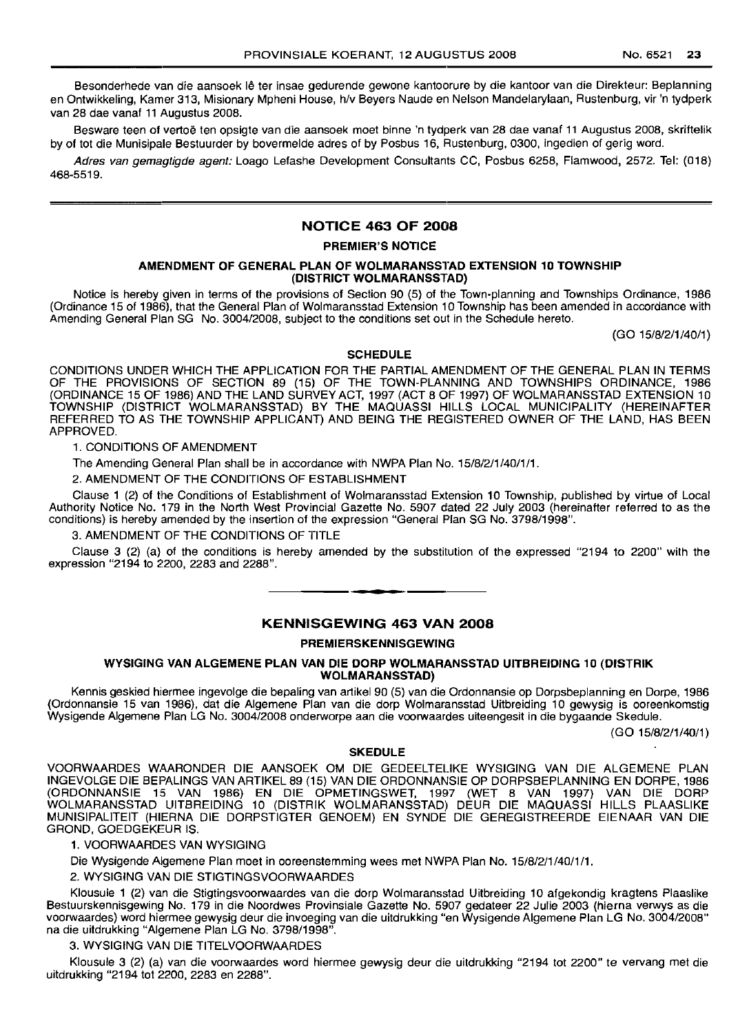Besonderhede van die aansoek lê ter insae gedurende gewone kantoorure by die kantoor van die Direkteur: Beplanning en Ontwikkeling, Kamer 313, Misionary Mpheni House, h/v Beyers Naude en Nelson Mandelarylaan, Rustenburg, vir 'n tydperk van 28 dae vanaf 11 Augustus 2008.

Besware teen of vertoë ten opsigte van die aansoek moet binne 'n tydperk van 28 dae vanaf 11 Augustus 2008, skriftelik by of tot die Munisipale Bestuurder by bovermelde adres of by Posbus 16, Rustenburg, 0300, ingedien of gerig word.

*Adres van gemagtigde agent:* Loago Lefashe Development Consultants CC, Posbus 6258, Flamwood, 2572. Tel: (018) 468-5519.

---

## NOTICE 463 OF 2008

### PREMIER'S NOTICE

### AMENDMENT OF GENERAL PLAN OF WOLMARANSSTAD EXTENSION 10 TOWNSHIP (DISTRICT WOLMARANSSTAD)

Notice is hereby given in terms of the provisions of Section 90 (5) of the Town-planning and Townships Ordinance, 1986 (Ordinance 15 of 1986), that the General Plan of Wolmaransstad Extension 10 Township has been amended in accordance with Amending General Plan SG No. 3004/2008, subject to the conditions set out in the Schedule hereto.

(GO 15/8/2/1/40/1)

### SCHEDULE

CONDITIONS UNDER WHICH THE APPLICATION FOR THE PARTIAL AMENDMENT OF THE GENERAL PLAN IN TERMS OF THE PROVISIONS OF SECTION 89 (15) OF THE TOWN-PLANNING AND TOWNSHIPS ORDINANCE, 1986 (ORDINANCE 15 OF 1986) AND THE LAND SURVEY ACT, 1997 (ACT 8 OF 1997) OF WOLMARANSSTAD EXTENSION 10 TOWNSHIP (DISTRICT WOLMARANSSTAD) BY THE MAQUASSI HILLS LOCAL MUNICIPALITY (HEREINAFTER REFERRED TO AS THE TOWNSHIP APPLICANT) AND BEING THE REGISTERED OWNER OF THE LAND, HAS BEEN APPROVED.

1. CONDITIONS OF AMENDMENT

The Amending General Plan shall be in accordance with NWPA Plan No. 15/8/2/1/40/1/1.

2. AMENDMENT OF THE CONDITIONS OF ESTABLISHMENT

Clause 1 (2) of the Conditions of Establishment of Wolmaransstad Extension 10 Township, published by virtue of Local Authority Notice No. 179 in the North West Provincial Gazette No. 5907 dated 22 July 2003 (hereinafter referred to as the conditions) is hereby amended by the insertion of the expression "General Plan SG No. 3798/1998".

3. AMENDMENT OF THE CONDITIONS OF TITLE

Clause 3 (2) (a) of the conditions is hereby amended by the substitution of the expressed "2194 to 2200" with the expression "2194 to 2200, 2283 and 2288".

---

## KENNISGEWING 463 VAN 2008

### PREMIERSKENNISGEWING

### WYSIGING VAN ALGEMENE PLAN VAN DIE DORP WOLMARANSSTAD UITBREIDING 10 (DISTRIK WOLMARANSSTAD)

Kennis geskied hiermee ingevolge die bepaling van artikel 90 (5) van die Ordonnansie op Dorpsbeplanning en Dorpe, 1986 (Ordonnansie 15 van 1986), dat die Algemene Plan van die dorp Wolmaransstad Uitbreiding 10 gewysig is ooreenkomstig Wysigende Algemene Plan LG No. 3004/2008 onderworpe aan die voorwaardes uiteengesit in die bygaande Skedule.

(GO 15/8/2/1/40/1)

### SKEDULE

VOORWAARDES WAARONDER DIE AANSOEK OM DIE GEDEELTELIKE WYSIGING VAN DIE ALGEMENE PLAN INGEVOLGE DIE BEPALINGS VAN ARTIKEL 89 (15) VAN DIE ORDONNANSIE OP DORPSBEPLANNING EN DORPE, 1986 (ORDONNANSIE 15 VAN 1986) EN DIE OPMETINGSWET, 1997 (WET 8 VAN 1997) VAN DIE DORP WOLMARANSSTAD UITBREIDING 10 (DISTRIK WOLMARANSSTAD) DEUR DIE MAQUASSI HILLS PLAASLIKE MUNISIPALITEIT (HIERNA DIE DORPSTIGTER GENOEM) EN SYNDE DIE GEREGISTREERDE EIENAAR VAN DIE GROND, GOEDGEKEUR IS.

1. VOORWAARDES VAN WYSIGING

Die Wysigende Algemene Plan moet in ooreenstemming wees met NWPA Plan No. 15/8/2/1/40/1/1.

2. WYSIGING VAN DIE STIGTINGSVOORWAARDES

Klousule 1 (2) van die Stigtingsvoorwaardes van die dorp Wolmaransstad Uitbreiding 10 afgekondig kragtens Plaaslike Bestuurskennisgewing No. 179 in die Noordwes Provinsiale Gazette No. 5907 gedateer 22 Julie 2003 (hierna verwys as die voorwaardes) word hiermee gewysig deur die invoeging van die uitdrukking "en Wysigende Algemene Plan LG No. 3004/2008" na die uitdrukking "Algemene Plan LG No. 3798/1998".

3. WYSIGING VAN DIE TITELVOORWAARDES

Klousule 3 (2) (a) van die voorwaardes word hiermee gewysig deur die uitdrukking "2194 tot 2200" te vervang met die uitdrukking "2194 tot 2200, 2283 en 2288".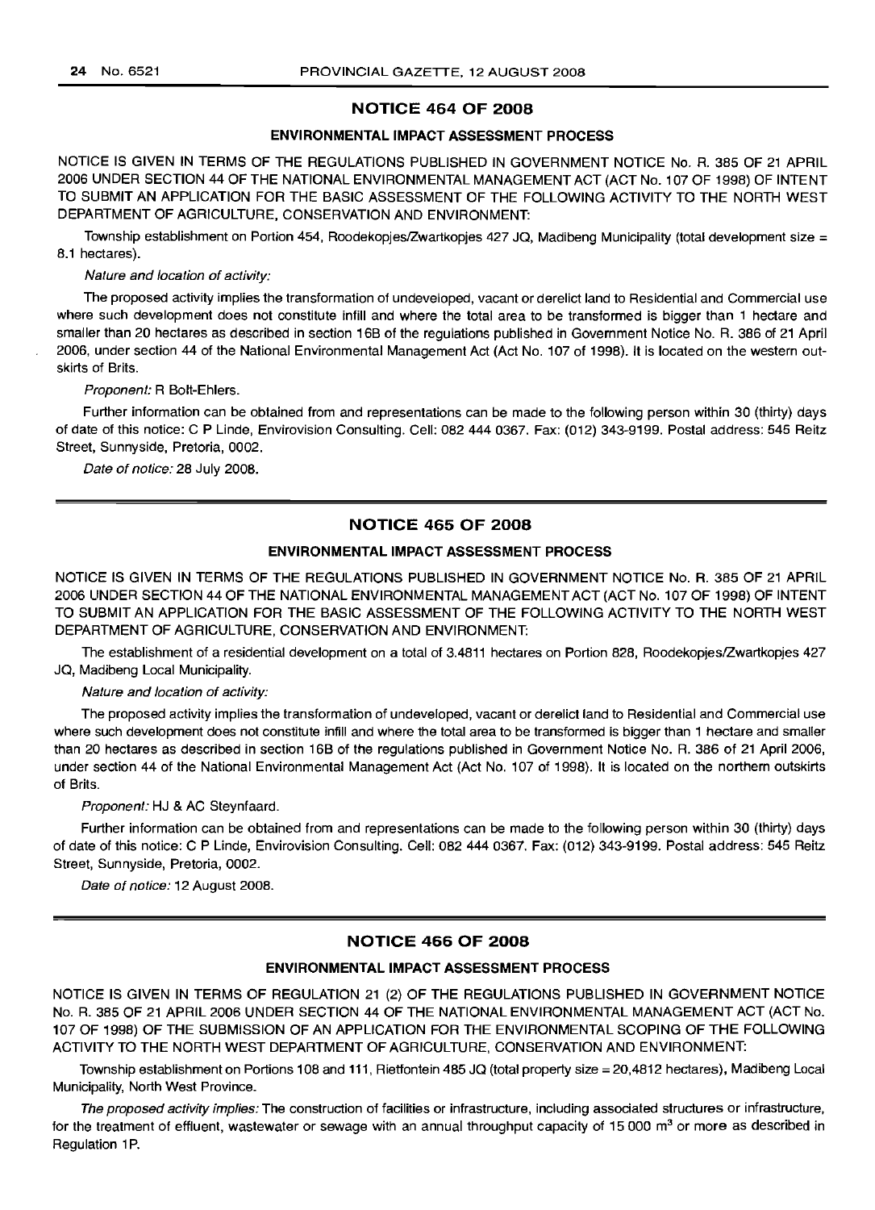## NOTICE 464 OF 2008

### ENVIRONMENTAL IMPACT ASSESSMENT PROCESS

NOTICE IS GIVEN IN TERMS OF THE REGULATIONS PUBLISHED IN GOVERNMENT NOTICE No. R. 385 OF 21 APRIL 2006 UNDER SECTION 44 OF THE NATIONAL ENVIRONMENTAL MANAGEMENT ACT (ACT No. 107 OF 1998) OF INTENT TO SUBMIT AN APPLICATION FOR THE BASIC ASSESSMENT OF THE FOLLOWING ACTIVITY TO THE NORTH WEST DEPARTMENT OF AGRICULTURE, CONSERVATION AND ENVIRONMENT:

Township establishment on Portion 454, Roodekopjes/Zwartkopjes 427 JQ, Madibeng Municipality (total development size = 8.1 hectares).

*Nature and location of activity:*

The proposed activity implies the transformation of undeveloped, vacant or derelict land to Residential and Commercial use where such development does not constitute infill and where the total area to be transformed is bigger than 1 hectare and smaller than 20 hectares as described in section 16B of the regulations published in Government Notice No. R. 386 of 21 April 2006, under section 44 of the National Environmental Management Act (Act No. 107 of 1998). It is located on the western outskirts of Brits.

*Proponent:* R Bolt-Ehlers.

Further information can be obtained from and representations can be made to the following person within 30 (thirty) days of date of this notice: C P Linde, Envirovision Consulting. Cell: 082 444 0367. Fax: (012) 343-9199. Postal address: 545 Reitz Street, Sunnyside, Pretoria, 0002.

*Date of notice:* 28 July 2008.

---

## NOTICE 465 OF 2008

### ENVIRONMENTAL IMPACT ASSESSMENT PROCESS

NOTICE IS GIVEN IN TERMS OF THE REGULATIONS PUBLISHED IN GOVERNMENT NOTICE No. R. 385 OF 21 APRIL 2006 UNDER SECTION 44 OF THE NATIONAL ENVIRONMENTAL MANAGEMENT ACT (ACT No. 107 OF 1998) OF INTENT TO SUBMIT AN APPLICATION FOR THE BASIC ASSESSMENT OF THE FOLLOWING ACTIVITY TO THE NORTH WEST DEPARTMENT OF AGRICULTURE, CONSERVATION AND ENVIRONMENT:

The establishment of a residential development on a total of 3.4811 hectares on Portion 828, Roodekopjes/Zwartkopjes 427 JQ, Madibeng Local Municipality.

*Nature and location of activity:*

The proposed activity implies the transformation of undeveloped, vacant or derelict land to Residential and Commercial use where such development does not constitute infill and where the total area to be transformed is bigger than 1 hectare and smaller than 20 hectares as described in section 16B of the regulations published in Government Notice No. R. 386 of 21 April 2006, under section 44 of the National Environmental Management Act (Act No. 107 of 1998). It is located on the northern outskirts of Brits.

*Proponent:* HJ & AC Steynfaard.

Further information can be obtained from and representations can be made to the following person within 30 (thirty) days of date of this notice: C P Linde, Envirovision Consulting. Cell: 082 444 0367. Fax: (012) 343-9199. Postal address: 545 Reitz Street, Sunnyside, Pretoria, 0002.

*Date of notice:* 12 August 2008.

---

## NOTICE 466 OF 2008

### ENVIRONMENTAL IMPACT ASSESSMENT PROCESS

NOTICE IS GIVEN IN TERMS OF REGULATION 21 (2) OF THE REGULATIONS PUBLISHED IN GOVERNMENT NOTICE No. R. 385 OF 21 APRIL 2006 UNDER SECTION 44 OF THE NATIONAL ENVIRONMENTAL MANAGEMENT ACT (ACT No. 107 OF 1998) OF THE SUBMISSION OF AN APPLICATION FOR THE ENVIRONMENTAL SCOPING OF THE FOLLOWING ACTIVITY TO THE NORTH WEST DEPARTMENT OF AGRICULTURE, CONSERVATION AND ENVIRONMENT:

Township establishment on Portions 108 and 111, Rietfontein 485 JQ (total property size = 20,4812 hectares), Madibeng Local Municipality, North West Province.

*The proposed activity implies:* The construction of facilities or infrastructure, including associated structures or infrastructure, for the treatment of effluent, wastewater or sewage with an annual throughput capacity of 15 000 $m^3$ or more as described in Regulation 1P.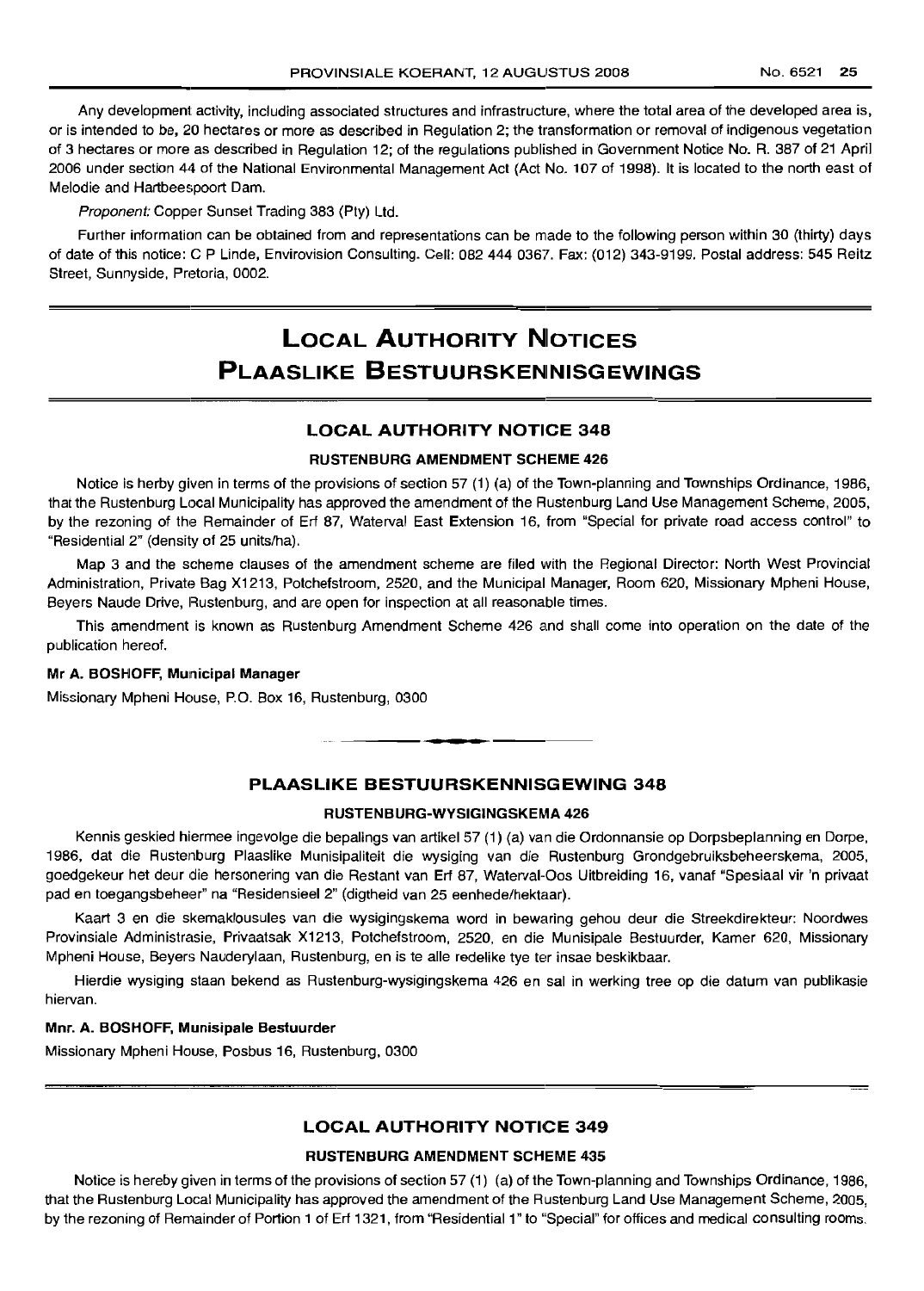Any development activity, including associated structures and infrastructure, where the total area of the developed area is, or is intended to be, 20 hectares or more as described in Regulation 2; the transformation or removal of indigenous vegetation of 3 hectares or more as described in Regulation 12; of the regulations published in Government Notice No. R. 387 of 21 April 2006 under section 44 of the National Environmental Management Act (Act No. 107 of 1998). It is located to the north east of Melodie and Hartbeespoort Dam.

*Proponent:* Copper Sunset Trading 383 (Pty) Ltd.

Further information can be obtained from and representations can be made to the following person within 30 (thirty) days of date of this notice: C P Linde, Envirovision Consulting. Cell: 082 444 0367. Fax: (012) 343-9199. Postal address: 545 Reitz Street, Sunnyside, Pretoria, 0002.

# LOCAL AUTHORITY NOTICES
# PLAASLIKE BESTUURSKENNISGEWINGS

## LOCAL AUTHORITY NOTICE 348

### RUSTENBURG AMENDMENT SCHEME 426

Notice is herby given in terms of the provisions of section 57 (1) (a) of the Town-planning and Townships Ordinance, 1986, that the Rustenburg Local Municipality has approved the amendment of the Rustenburg Land Use Management Scheme, 2005, by the rezoning of the Remainder of Erf 87, Waterval East Extension 16, from "Special for private road access control" to "Residential 2" (density of 25 units/ha).

Map 3 and the scheme clauses of the amendment scheme are filed with the Regional Director: North West Provincial Administration, Private Bag X1213, Potchefstroom, 2520, and the Municipal Manager, Room 620, Missionary Mpheni House, Beyers Naude Drive, Rustenburg, and are open for inspection at all reasonable times.

This amendment is known as Rustenburg Amendment Scheme 426 and shall come into operation on the date of the publication hereof.

**Mr A. BOSHOFF, Municipal Manager**

Missionary Mpheni House, P.O. Box 16, Rustenburg, 0300

---

## PLAASLIKE BESTUURSKENNISGEWING 348

### RUSTENBURG-WYSIGINGSKEMA 426

Kennis geskied hiermee ingevolge die bepalings van artikel 57 (1) (a) van die Ordonnansie op Dorpsbeplanning en Dorpe, 1986, dat die Rustenburg Plaaslike Munisipaliteit die wysiging van die Rustenburg Grondgebruiksbeheerskema, 2005, goedgekeur het deur die hersonering van die Restant van Erf 87, Waterval-Oos Uitbreiding 16, vanaf "Spesiaal vir 'n privaat pad en toegangsbeheer" na "Residensieel 2" (digtheid van 25 eenhede/hektaar).

Kaart 3 en die skemaklousules van die wysigingskema word in bewaring gehou deur die Streekdirekteur: Noordwes Provinsiale Administrasie, Privaatsak X1213, Potchefstroom, 2520, en die Munisipale Bestuurder, Kamer 620, Missionary Mpheni House, Beyers Nauderylaan, Rustenburg, en is te alle redelike tye ter insae beskikbaar.

Hierdie wysiging staan bekend as Rustenburg-wysigingskema 426 en sal in werking tree op die datum van publikasie hiervan.

**Mnr. A. BOSHOFF, Munisipale Bestuurder**

Missionary Mpheni House, Posbus 16, Rustenburg, 0300

---

## LOCAL AUTHORITY NOTICE 349

### RUSTENBURG AMENDMENT SCHEME 435

Notice is hereby given in terms of the provisions of section 57 (1) (a) of the Town-planning and Townships Ordinance, 1986, that the Rustenburg Local Municipality has approved the amendment of the Rustenburg Land Use Management Scheme, 2005, by the rezoning of Remainder of Portion 1 of Erf 1321, from "Residential 1" to "Special" for offices and medical consulting rooms.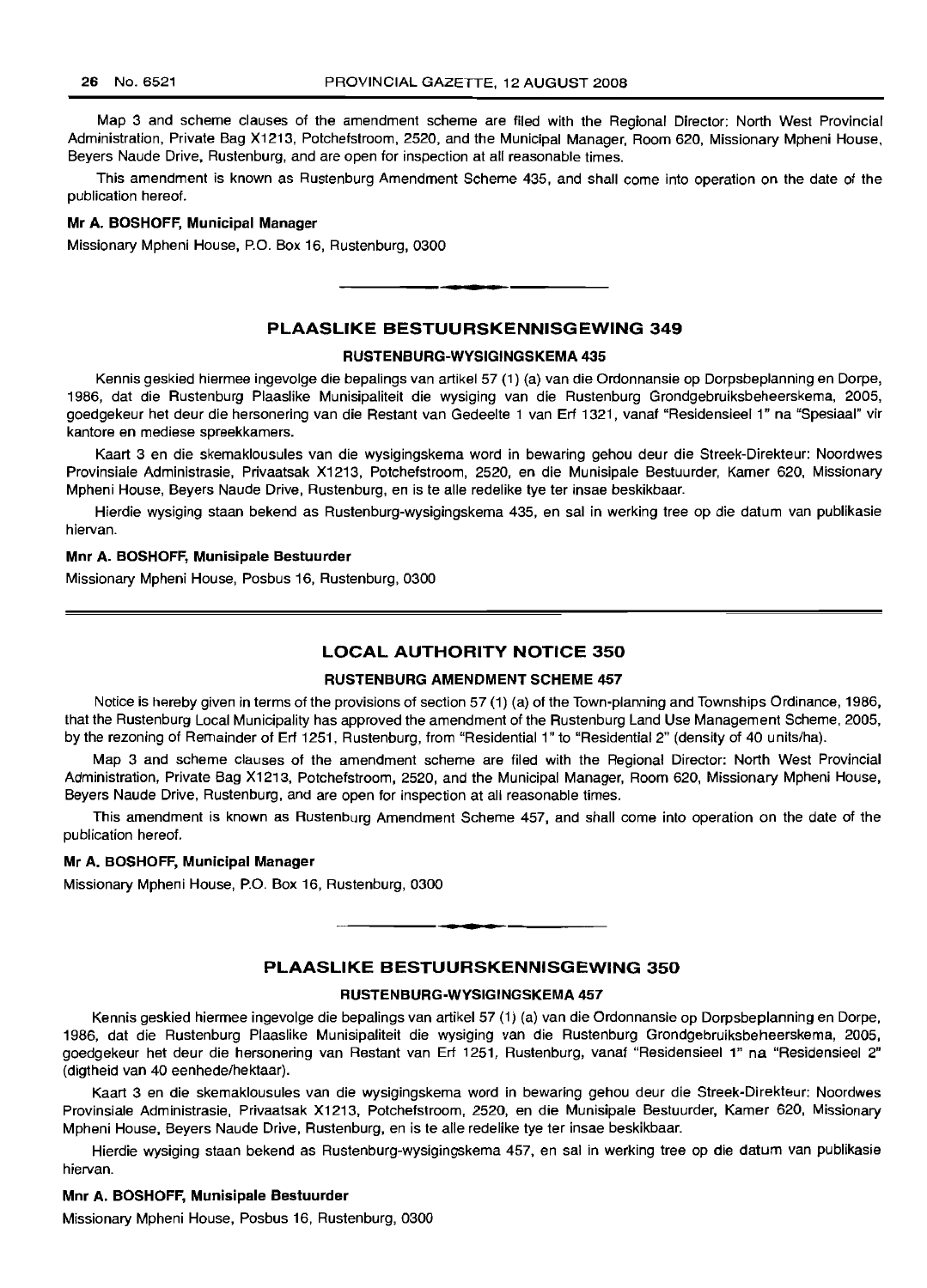Map 3 and scheme clauses of the amendment scheme are filed with the Regional Director: North West Provincial Administration, Private Bag X1213, Potchefstroom, 2520, and the Municipal Manager, Room 620, Missionary Mpheni House, Beyers Naude Drive, Rustenburg, and are open for inspection at all reasonable times.

This amendment is known as Rustenburg Amendment Scheme 435, and shall come into operation on the date of the publication hereof.

**Mr A. BOSHOFF, Municipal Manager**

Missionary Mpheni House, P.O. Box 16, Rustenburg, 0300

## PLAASLIKE BESTUURSKENNISGEWING 349

### RUSTENBURG-WYSIGINGSKEMA 435

Kennis geskied hiermee ingevolge die bepalings van artikel 57 (1) (a) van die Ordonnansie op Dorpsbeplanning en Dorpe, 1986, dat die Rustenburg Plaaslike Munisipaliteit die wysiging van die Rustenburg Grondgebruiksbeheerskema, 2005, goedgekeur het deur die hersonering van die Restant van Gedeelte 1 van Erf 1321, vanaf "Residensieel 1" na "Spesiaal" vir kantore en mediese spreekkamers.

Kaart 3 en die skemaklousules van die wysigingskema word in bewaring gehou deur die Streek-Direkteur: Noordwes Provinsiale Administrasie, Privaatsak X1213, Potchefstroom, 2520, en die Munisipale Bestuurder, Kamer 620, Missionary Mpheni House, Beyers Naude Drive, Rustenburg, en is te alle redelike tye ter insae beskikbaar.

Hierdie wysiging staan bekend as Rustenburg-wysigingskema 435, en sal in werking tree op die datum van publikasie hiervan.

**Mnr A. BOSHOFF, Munisipale Bestuurder**

Missionary Mpheni House, Posbus 16, Rustenburg, 0300

## LOCAL AUTHORITY NOTICE 350

### RUSTENBURG AMENDMENT SCHEME 457

Notice is hereby given in terms of the provisions of section 57 (1) (a) of the Town-planning and Townships Ordinance, 1986, that the Rustenburg Local Municipality has approved the amendment of the Rustenburg Land Use Management Scheme, 2005, by the rezoning of Remainder of Erf 1251, Rustenburg, from "Residential 1" to "Residential 2" (density of 40 units/ha).

Map 3 and scheme clauses of the amendment scheme are filed with the Regional Director: North West Provincial Administration, Private Bag X1213, Potchefstroom, 2520, and the Municipal Manager, Room 620, Missionary Mpheni House, Beyers Naude Drive, Rustenburg, and are open for inspection at all reasonable times.

This amendment is known as Rustenburg Amendment Scheme 457, and shall come into operation on the date of the publication hereof.

**Mr A. BOSHOFF, Municipal Manager**

Missionary Mpheni House, P.O. Box 16, Rustenburg, 0300

## PLAASLIKE BESTUURSKENNISGEWING 350

### RUSTENBURG-WYSIGINGSKEMA 457

Kennis geskied hiermee ingevolge die bepalings van artikel 57 (1) (a) van die Ordonnansie op Dorpsbeplanning en Dorpe, 1986, dat die Rustenburg Plaaslike Munisipaliteit die wysiging van die Rustenburg Grondgebruiksbeheerskema, 2005, goedgekeur het deur die hersonering van Restant van Erf 1251, Rustenburg, vanaf "Residensieel 1" na "Residensieel 2" (digtheid van 40 eenhede/hektaar).

Kaart 3 en die skemaklousules van die wysigingskema word in bewaring gehou deur die Streek-Direkteur: Noordwes Provinsiale Administrasie, Privaatsak X1213, Potchefstroom, 2520, en die Munisipale Bestuurder, Kamer 620, Missionary Mpheni House, Beyers Naude Drive, Rustenburg, en is te alle redelike tye ter insae beskikbaar.

Hierdie wysiging staan bekend as Rustenburg-wysigingskema 457, en sal in werking tree op die datum van publikasie hiervan.

**Mnr A. BOSHOFF, Munisipale Bestuurder**

Missionary Mpheni House, Posbus 16, Rustenburg, 0300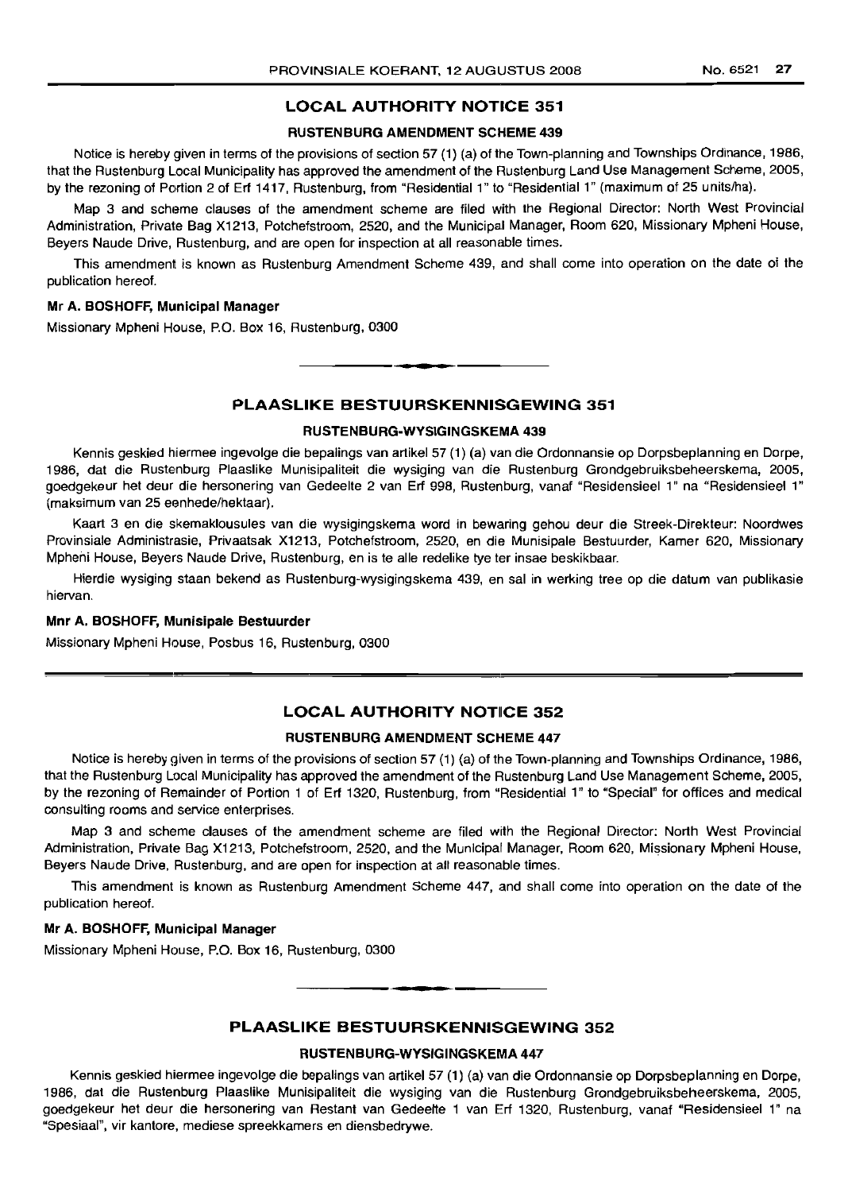## LOCAL AUTHORITY NOTICE 351

### RUSTENBURG AMENDMENT SCHEME 439

Notice is hereby given in terms of the provisions of section 57 (1) (a) of the Town-planning and Townships Ordinance, 1986, that the Rustenburg Local Municipality has approved the amendment of the Rustenburg Land Use Management Scheme, 2005, by the rezoning of Portion 2 of Erf 1417, Rustenburg, from "Residential 1" to "Residential 1" (maximum of 25 units/ha).

Map 3 and scheme clauses of the amendment scheme are filed with the Regional Director: North West Provincial Administration, Private Bag X1213, Potchefstroom, 2520, and the Municipal Manager, Room 620, Missionary Mpheni House, Beyers Naude Drive, Rustenburg, and are open for inspection at all reasonable times.

This amendment is known as Rustenburg Amendment Scheme 439, and shall come into operation on the date of the publication hereof.

**Mr A. BOSHOFF, Municipal Manager**

Missionary Mpheni House, P.O. Box 16, Rustenburg, 0300

---

## PLAASLIKE BESTUURSKENNISGEWING 351

### RUSTENBURG-WYSIGINGSKEMA 439

Kennis geskied hiermee ingevolge die bepalings van artikel 57 (1) (a) van die Ordonnansie op Dorpsbeplanning en Dorpe, 1986, dat die Rustenburg Plaaslike Munisipaliteit die wysiging van die Rustenburg Grondgebruiksbeheerskema, 2005, goedgekeur het deur die hersonering van Gedeelte 2 van Erf 998, Rustenburg, vanaf "Residensieel 1" na "Residensieel 1" (maksimum van 25 eenhede/hektaar).

Kaart 3 en die skemaklousules van die wysigingskema word in bewaring gehou deur die Streek-Direkteur: Noordwes Provinsiale Administrasie, Privaatsak X1213, Potchefstroom, 2520, en die Munisipale Bestuurder, Kamer 620, Missionary Mpheni House, Beyers Naude Drive, Rustenburg, en is te alle redelike tye ter insae beskikbaar.

Hierdie wysiging staan bekend as Rustenburg-wysigingskema 439, en sal in werking tree op die datum van publikasie hiervan.

**Mnr A. BOSHOFF, Munisipale Bestuurder**

Missionary Mpheni House, Posbus 16, Rustenburg, 0300

---

## LOCAL AUTHORITY NOTICE 352

### RUSTENBURG AMENDMENT SCHEME 447

Notice is hereby given in terms of the provisions of section 57 (1) (a) of the Town-planning and Townships Ordinance, 1986, that the Rustenburg Local Municipality has approved the amendment of the Rustenburg Land Use Management Scheme, 2005, by the rezoning of Remainder of Portion 1 of Erf 1320, Rustenburg, from "Residential 1" to "Special" for offices and medical consulting rooms and service enterprises.

Map 3 and scheme clauses of the amendment scheme are filed with the Regional Director: North West Provincial Administration, Private Bag X1213, Potchefstroom, 2520, and the Municipal Manager, Room 620, Missionary Mpheni House, Beyers Naude Drive, Rustenburg, and are open for inspection at all reasonable times.

This amendment is known as Rustenburg Amendment Scheme 447, and shall come into operation on the date of the publication hereof.

**Mr A. BOSHOFF, Municipal Manager**

Missionary Mpheni House, P.O. Box 16, Rustenburg, 0300

---

## PLAASLIKE BESTUURSKENNISGEWING 352

### RUSTENBURG-WYSIGINGSKEMA 447

Kennis geskied hiermee ingevolge die bepalings van artikel 57 (1) (a) van die Ordonnansie op Dorpsbeplanning en Dorpe, 1986, dat die Rustenburg Plaaslike Munisipaliteit die wysiging van die Rustenburg Grondgebruiksbeheerskema, 2005, goedgekeur het deur die hersonering van Restant van Gedeelte 1 van Erf 1320, Rustenburg, vanaf "Residensieel 1" na "Spesiaal", vir kantore, mediese spreekkamers en diensbedrywe.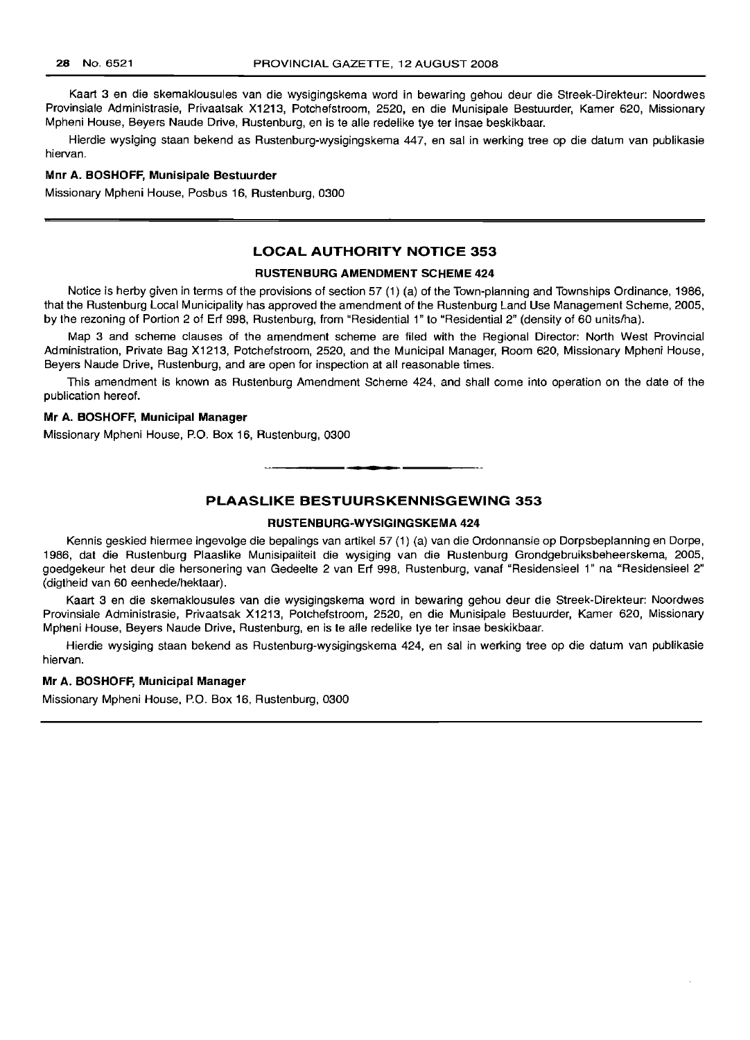Kaart 3 en die skemaklousules van die wysigingskema word in bewaring gehou deur die Streek-Direkteur: Noordwes Provinsiale Administrasie, Privaatsak X1213, Potchefstroom, 2520, en die Munisipale Bestuurder, Kamer 620, Missionary Mpheni House, Beyers Naude Drive, Rustenburg, en is te alle redelike tye ter insae beskikbaar.

Hierdie wysiging staan bekend as Rustenburg-wysigingskema 447, en sal in werking tree op die datum van publikasie hiervan.

**Mnr A. BOSHOFF, Munisipale Bestuurder**

Missionary Mpheni House, Posbus 16, Rustenburg, 0300

## LOCAL AUTHORITY NOTICE 353

### RUSTENBURG AMENDMENT SCHEME 424

Notice is herby given in terms of the provisions of section 57 (1) (a) of the Town-planning and Townships Ordinance, 1986, that the Rustenburg Local Municipality has approved the amendment of the Rustenburg Land Use Management Scheme, 2005, by the rezoning of Portion 2 of Erf 998, Rustenburg, from "Residential 1" to "Residential 2" (density of 60 units/ha).

Map 3 and scheme clauses of the amendment scheme are filed with the Regional Director: North West Provincial Administration, Private Bag X1213, Potchefstroom, 2520, and the Municipal Manager, Room 620, Missionary Mpheni House, Beyers Naude Drive, Rustenburg, and are open for inspection at all reasonable times.

This amendment is known as Rustenburg Amendment Scheme 424, and shall come into operation on the date of the publication hereof.

**Mr A. BOSHOFF, Municipal Manager**

Missionary Mpheni House, P.O. Box 16, Rustenburg, 0300

## PLAASLIKE BESTUURSKENNISGEWING 353

### RUSTENBURG-WYSIGINGSKEMA 424

Kennis geskied hiermee ingevolge die bepalings van artikel 57 (1) (a) van die Ordonnansie op Dorpsbeplanning en Dorpe, 1986, dat die Rustenburg Plaaslike Munisipaliteit die wysiging van die Rustenburg Grondgebruiksbeheerskema, 2005, goedgekeur het deur die hersonering van Gedeelte 2 van Erf 998, Rustenburg, vanaf "Residensieel 1" na "Residensieel 2" (digtheid van 60 eenhede/hektaar).

Kaart 3 en die skemaklousules van die wysigingskema word in bewaring gehou deur die Streek-Direkteur: Noordwes Provinsiale Administrasie, Privaatsak X1213, Potchefstroom, 2520, en die Munisipale Bestuurder, Kamer 620, Missionary Mpheni House, Beyers Naude Drive, Rustenburg, en is te alle redelike tye ter insae beskikbaar.

Hierdie wysiging staan bekend as Rustenburg-wysigingskema 424, en sal in werking tree op die datum van publikasie hiervan.

**Mr A. BOSHOFF, Municipal Manager**

Missionary Mpheni House, P.O. Box 16, Rustenburg, 0300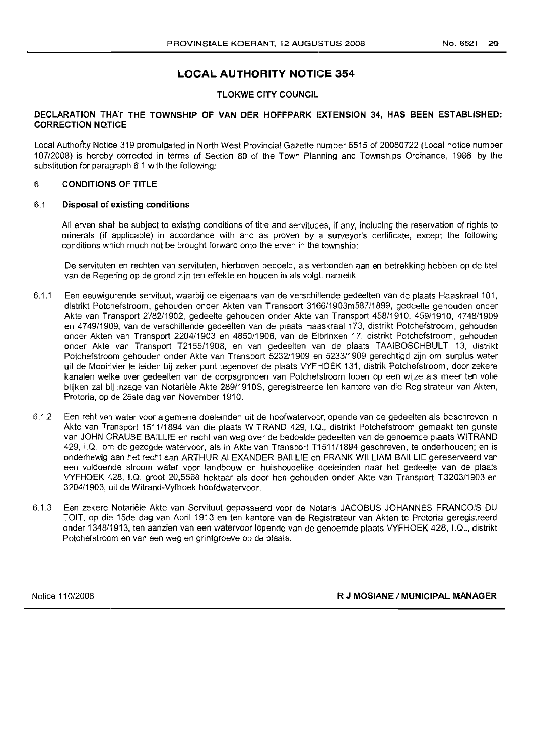# LOCAL AUTHORITY NOTICE 354

## TLOKWE CITY COUNCIL

### DECLARATION THAT THE TOWNSHIP OF VAN DER HOFFPARK EXTENSION 34, HAS BEEN ESTABLISHED: CORRECTION NOTICE

Local Authority Notice 319 promulgated in North West Provincial Gazette number 6515 of 20080722 (Local notice number 107/2008) is hereby corrected in terms of Section 80 of the Town Planning and Townships Ordinance, 1986, by the substitution for paragraph 6.1 with the following:

6. **CONDITIONS OF TITLE**

6.1 **Disposal of existing conditions**

All erven shall be subject to existing conditions of title and servitudes, if any, including the reservation of rights to minerals (if applicable) in accordance with and as proven by a surveyor's certificate, except the following conditions which much not be brought forward onto the erven in the township:

De servituten en rechten van servituten, hierboven bedoeld, als verbonden aan en betrekking hebben op de titel van de Regering op de grond zijn ten effekte en houden in als volgt, namelik

6.1.1 Een eeuwigurende servituut, waarbij de eigenaars van de verschillende gedeelten van de plaats Haaskraal 101, distrikt Potchefstroom, gehouden onder Akten van Transport 3166/1903m587/1899, gedeelte gehouden onder Akte van Transport 2782/1902, gedeelte gehouden onder Akte van Transport 458/1910, 459/1910, 4748/1909 en 4749/1909, van de verschillende gedeelten van de plaats Haaskraal 173, distrikt Potchefstroom, gehouden onder Akten van Transport 2204/1903 en 4850/1906, van de Elbrinxen 17, distrikt Potchefstroom, gehouden onder Akte van Transport T2155/1908, en van gedeelten van de plaats TAAIBOSCHBULT 13, distrikt Potchefstroom gehouden onder Akte van Transport 5232/1909 en 5233/1909 gerechtigd zijn om surplus water uit de Mooirivier te leiden bij zeker punt tegenover de plaats VYFHOEK 131, distrik Potchefstroom, door zekere kanalen welke over gedeelten van de dorpsgronden van Potchefstroom lopen op een wijze als meer ten volle blijken zal bij inzage van Notariële Akte 289/1910S, geregistreerde ten kantore van die Registrateur van Akten, Pretoria, op de 25ste dag van November 1910.

6.1.2 Een reht van water voor algemene doeleinden uit de hoofwatervoor,lopende van de gedeelten als beschreven in Akte van Transport 1511/1894 van die plaats WITRAND 429, I.Q., distrikt Potchefstroom gemaakt ten gunste van JOHN CRAUSE BAILLIE en recht van weg over de bedoelde gedeelten van de genoemde plaats WITRAND 429, I.Q., om de gezegde watervoor, als in Akte van Transport T1511/1894 geschreven, te onderhouden; en is onderhewig aan het recht aan ARTHUR ALEXANDER BAILLIE en FRANK WILLIAM BAILLIE gereserveerd van een voldoende stroom water voor landbouw en huishoudelike doeleinden naar het gedeelte van de plaats VYFHOEK 428, I.Q. groot 20,5568 hektaar als door hen gehouden onder Akte van Transport T3203/1903 en 3204/1903, uit de Witrand-Vyfhoek hoofdwatervoor.

6.1.3 Een zekere Notariële Akte van Servituut gepasseerd voor de Notaris JACOBUS JOHANNES FRANCOIS DU TOIT, op die 15de dag van April 1913 en ten kantore van de Registrateur van Akten te Pretoria geregistreerd onder 1348/1913, ten aanzien van een watervoor lopende van de genoemde plaats VYFHOEK 428, I.Q.., distrikt Potchefstroom en van een weg en grintgroeve op de plaats.

Notice 110/2008

**R J MOSIANE / MUNICIPAL MANAGER**